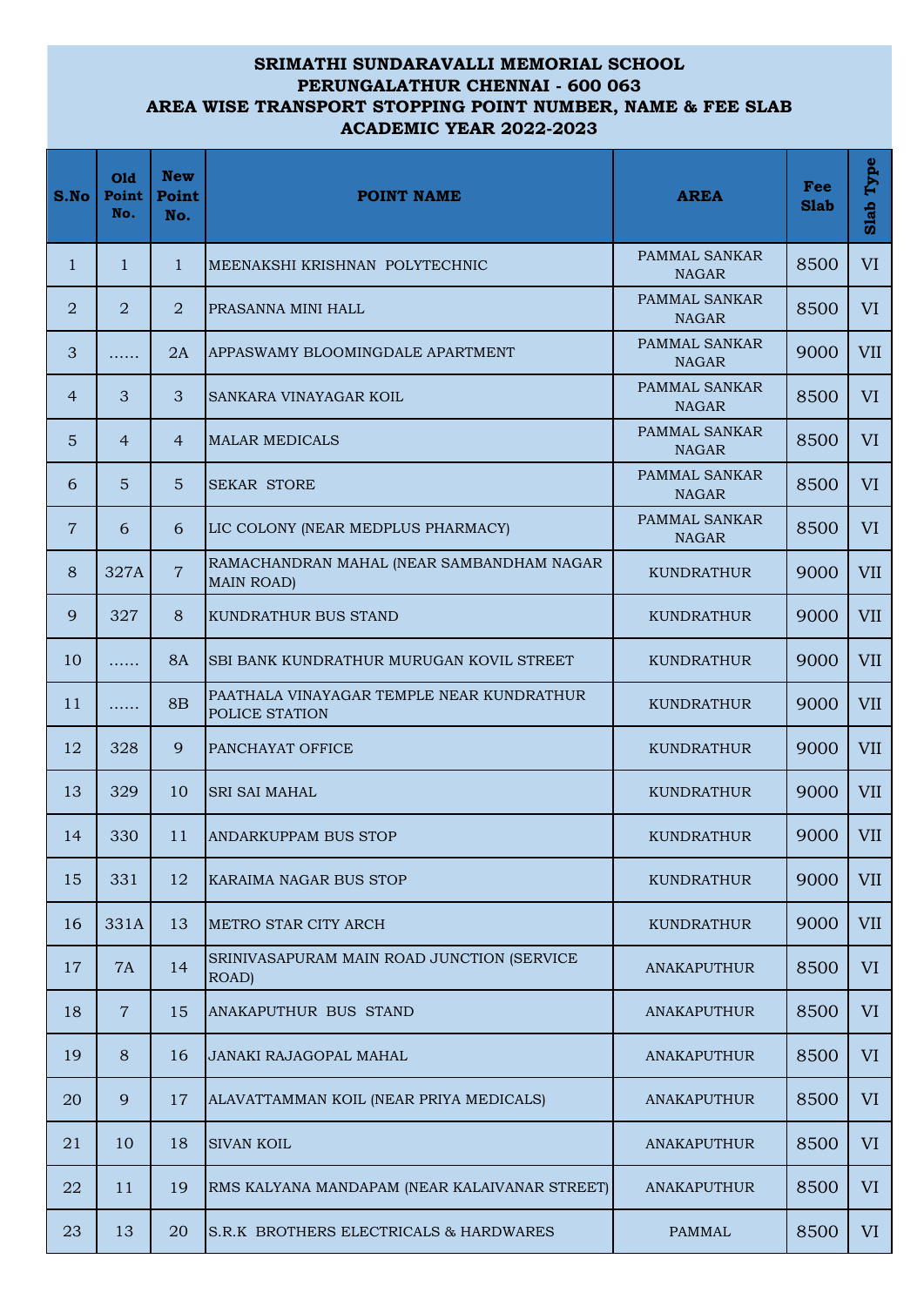# SRIMATHI SUNDARAVALLI MEMORIAL SCHOOL
## PERUNGALATHUR CHENNAI - 600 063
## AREA WISE TRANSPORT STOPPING POINT NUMBER, NAME & FEE SLAB
## ACADEMIC YEAR 2022-2023

| S.No | Old Point No. | New Point No. | POINT NAME | AREA | Fee Slab | Slab Type |
|---|---|---|---|---|---|---|
| 1 | 1 | 1 | MEENAKSHI KRISHNAN POLYTECHNIC | PAMMAL SANKAR NAGAR | 8500 | VI |
| 2 | 2 | 2 | PRASANNA MINI HALL | PAMMAL SANKAR NAGAR | 8500 | VI |
| 3 | …… | 2A | APPASWAMY BLOOMINGDALE APARTMENT | PAMMAL SANKAR NAGAR | 9000 | VII |
| 4 | 3 | 3 | SANKARA VINAYAGAR KOIL | PAMMAL SANKAR NAGAR | 8500 | VI |
| 5 | 4 | 4 | MALAR MEDICALS | PAMMAL SANKAR NAGAR | 8500 | VI |
| 6 | 5 | 5 | SEKAR STORE | PAMMAL SANKAR NAGAR | 8500 | VI |
| 7 | 6 | 6 | LIC COLONY (NEAR MEDPLUS PHARMACY) | PAMMAL SANKAR NAGAR | 8500 | VI |
| 8 | 327A | 7 | RAMACHANDRAN MAHAL (NEAR SAMBANDHAM NAGAR MAIN ROAD) | KUNDRATHUR | 9000 | VII |
| 9 | 327 | 8 | KUNDRATHUR BUS STAND | KUNDRATHUR | 9000 | VII |
| 10 | …… | 8A | SBI BANK KUNDRATHUR MURUGAN KOVIL STREET | KUNDRATHUR | 9000 | VII |
| 11 | …… | 8B | PAATHALA VINAYAGAR TEMPLE NEAR KUNDRATHUR POLICE STATION | KUNDRATHUR | 9000 | VII |
| 12 | 328 | 9 | PANCHAYAT OFFICE | KUNDRATHUR | 9000 | VII |
| 13 | 329 | 10 | SRI SAI MAHAL | KUNDRATHUR | 9000 | VII |
| 14 | 330 | 11 | ANDARKUPPAM BUS STOP | KUNDRATHUR | 9000 | VII |
| 15 | 331 | 12 | KARAIMA NAGAR BUS STOP | KUNDRATHUR | 9000 | VII |
| 16 | 331A | 13 | METRO STAR CITY ARCH | KUNDRATHUR | 9000 | VII |
| 17 | 7A | 14 | SRINIVASAPURAM MAIN ROAD JUNCTION (SERVICE ROAD) | ANAKAPUTHUR | 8500 | VI |
| 18 | 7 | 15 | ANAKAPUTHUR BUS STAND | ANAKAPUTHUR | 8500 | VI |
| 19 | 8 | 16 | JANAKI RAJAGOPAL MAHAL | ANAKAPUTHUR | 8500 | VI |
| 20 | 9 | 17 | ALAVATTAMMAN KOIL (NEAR PRIYA MEDICALS) | ANAKAPUTHUR | 8500 | VI |
| 21 | 10 | 18 | SIVAN KOIL | ANAKAPUTHUR | 8500 | VI |
| 22 | 11 | 19 | RMS KALYANA MANDAPAM (NEAR KALAIVANAR STREET) | ANAKAPUTHUR | 8500 | VI |
| 23 | 13 | 20 | S.R.K BROTHERS ELECTRICALS & HARDWARES | PAMMAL | 8500 | VI |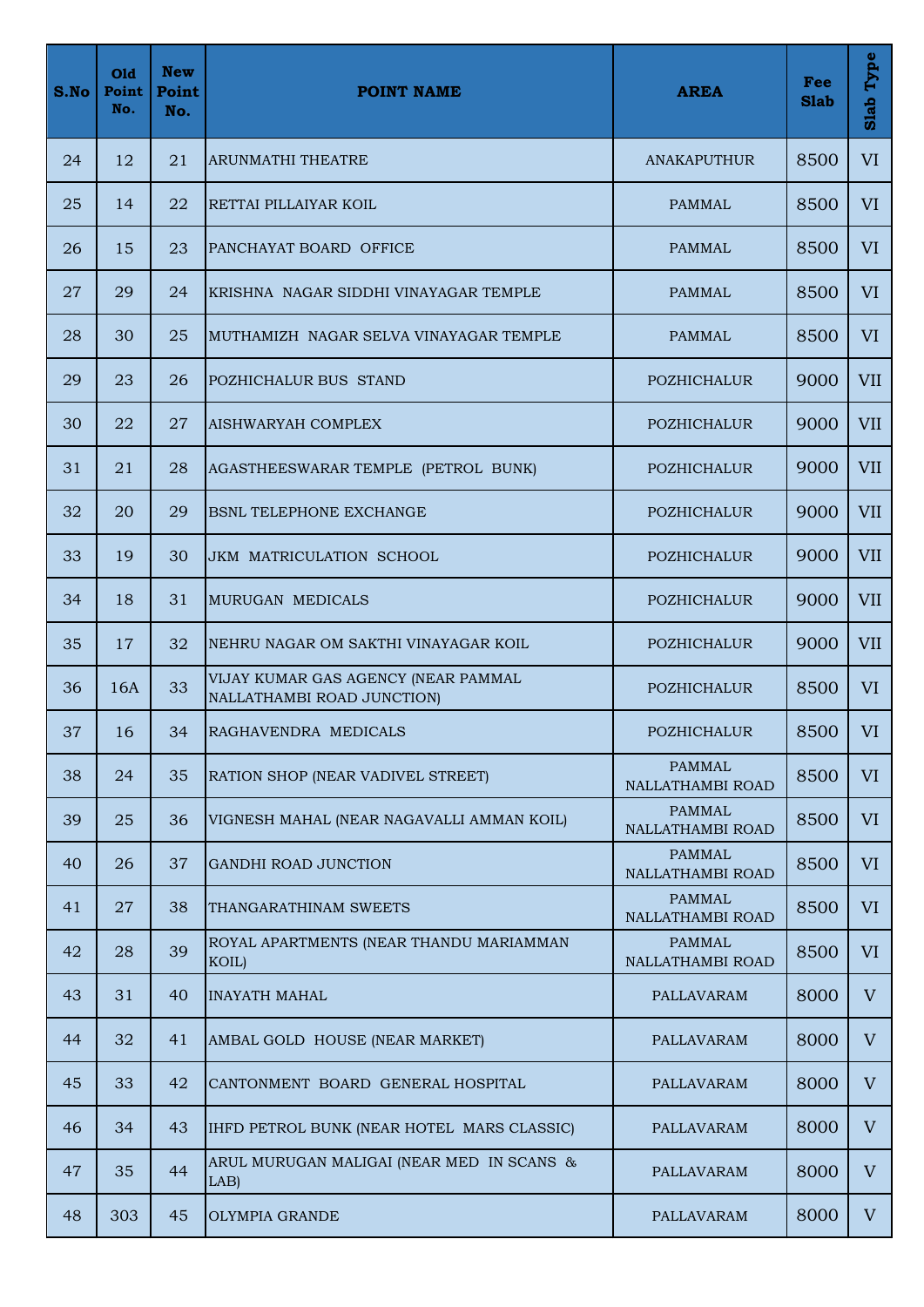| S.No | Old Point No. | New Point No. | POINT NAME | AREA | Fee Slab | Slab Type |
|---|---|---|---|---|---|---|
| 24 | 12 | 21 | ARUNMATHI THEATRE | ANAKAPUTHUR | 8500 | VI |
| 25 | 14 | 22 | RETTAI PILLAIYAR KOIL | PAMMAL | 8500 | VI |
| 26 | 15 | 23 | PANCHAYAT BOARD OFFICE | PAMMAL | 8500 | VI |
| 27 | 29 | 24 | KRISHNA NAGAR SIDDHI VINAYAGAR TEMPLE | PAMMAL | 8500 | VI |
| 28 | 30 | 25 | MUTHAMIZH NAGAR SELVA VINAYAGAR TEMPLE | PAMMAL | 8500 | VI |
| 29 | 23 | 26 | POZHICHALUR BUS STAND | POZHICHALUR | 9000 | VII |
| 30 | 22 | 27 | AISHWARYAH COMPLEX | POZHICHALUR | 9000 | VII |
| 31 | 21 | 28 | AGASTHEESWARAR TEMPLE (PETROL BUNK) | POZHICHALUR | 9000 | VII |
| 32 | 20 | 29 | BSNL TELEPHONE EXCHANGE | POZHICHALUR | 9000 | VII |
| 33 | 19 | 30 | JKM MATRICULATION SCHOOL | POZHICHALUR | 9000 | VII |
| 34 | 18 | 31 | MURUGAN MEDICALS | POZHICHALUR | 9000 | VII |
| 35 | 17 | 32 | NEHRU NAGAR OM SAKTHI VINAYAGAR KOIL | POZHICHALUR | 9000 | VII |
| 36 | 16A | 33 | VIJAY KUMAR GAS AGENCY (NEAR PAMMAL NALLATHAMBI ROAD JUNCTION) | POZHICHALUR | 8500 | VI |
| 37 | 16 | 34 | RAGHAVENDRA MEDICALS | POZHICHALUR | 8500 | VI |
| 38 | 24 | 35 | RATION SHOP (NEAR VADIVEL STREET) | PAMMAL NALLATHAMBI ROAD | 8500 | VI |
| 39 | 25 | 36 | VIGNESH MAHAL (NEAR NAGAVALLI AMMAN KOIL) | PAMMAL NALLATHAMBI ROAD | 8500 | VI |
| 40 | 26 | 37 | GANDHI ROAD JUNCTION | PAMMAL NALLATHAMBI ROAD | 8500 | VI |
| 41 | 27 | 38 | THANGARATHINAM SWEETS | PAMMAL NALLATHAMBI ROAD | 8500 | VI |
| 42 | 28 | 39 | ROYAL APARTMENTS (NEAR THANDU MARIAMMAN KOIL) | PAMMAL NALLATHAMBI ROAD | 8500 | VI |
| 43 | 31 | 40 | INAYATH MAHAL | PALLAVARAM | 8000 | V |
| 44 | 32 | 41 | AMBAL GOLD HOUSE (NEAR MARKET) | PALLAVARAM | 8000 | V |
| 45 | 33 | 42 | CANTONMENT BOARD GENERAL HOSPITAL | PALLAVARAM | 8000 | V |
| 46 | 34 | 43 | IHFD PETROL BUNK (NEAR HOTEL MARS CLASSIC) | PALLAVARAM | 8000 | V |
| 47 | 35 | 44 | ARUL MURUGAN MALIGAI (NEAR MED IN SCANS & LAB) | PALLAVARAM | 8000 | V |
| 48 | 303 | 45 | OLYMPIA GRANDE | PALLAVARAM | 8000 | V |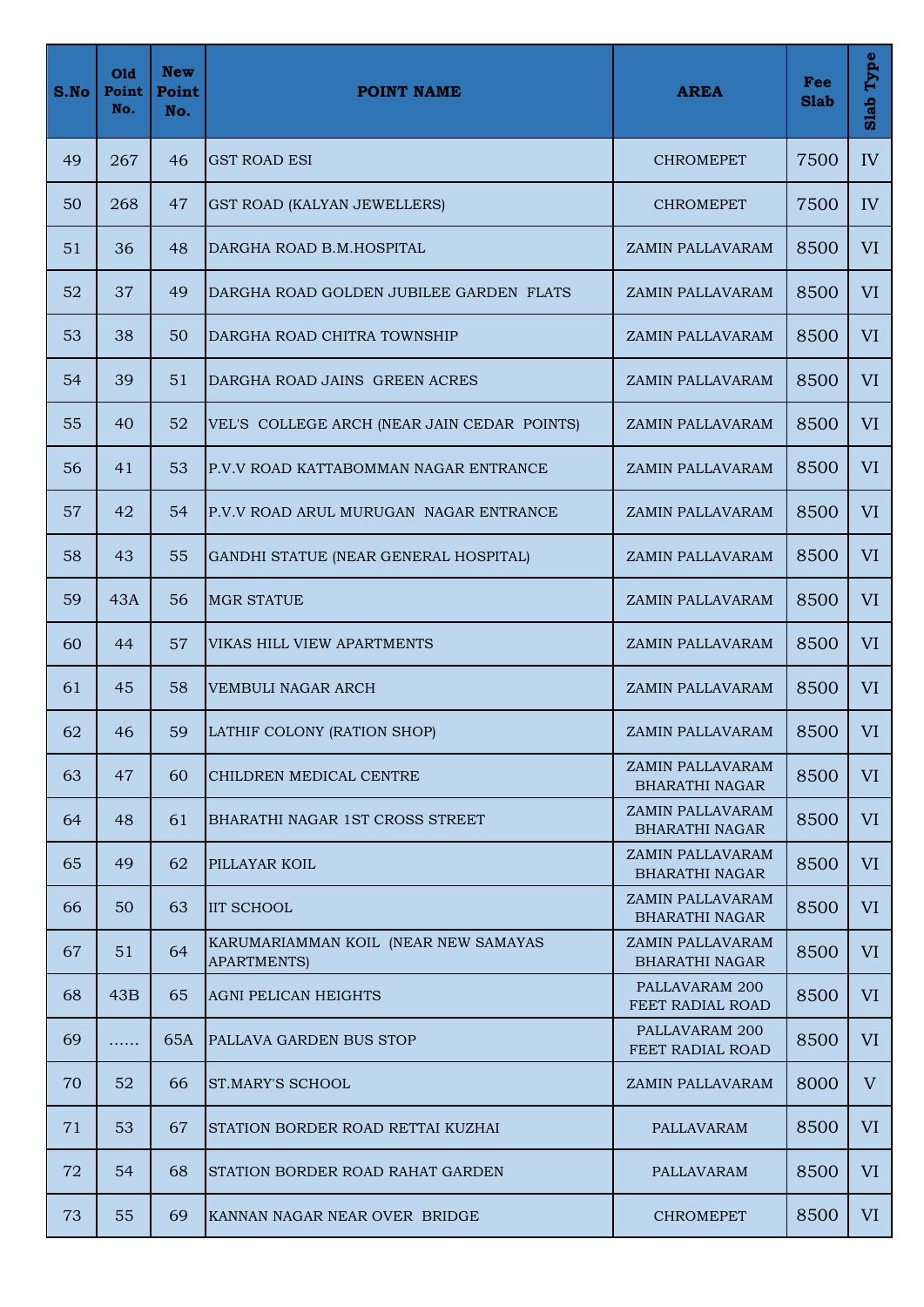| S.No | Old Point No. | New Point No. | POINT NAME | AREA | Fee Slab | Slab Type |
|---|---|---|---|---|---|---|
| 49 | 267 | 46 | GST ROAD ESI | CHROMEPET | 7500 | IV |
| 50 | 268 | 47 | GST ROAD (KALYAN JEWELLERS) | CHROMEPET | 7500 | IV |
| 51 | 36 | 48 | DARGHA ROAD B.M.HOSPITAL | ZAMIN PALLAVARAM | 8500 | VI |
| 52 | 37 | 49 | DARGHA ROAD GOLDEN JUBILEE GARDEN FLATS | ZAMIN PALLAVARAM | 8500 | VI |
| 53 | 38 | 50 | DARGHA ROAD CHITRA TOWNSHIP | ZAMIN PALLAVARAM | 8500 | VI |
| 54 | 39 | 51 | DARGHA ROAD JAINS GREEN ACRES | ZAMIN PALLAVARAM | 8500 | VI |
| 55 | 40 | 52 | VEL'S COLLEGE ARCH (NEAR JAIN CEDAR POINTS) | ZAMIN PALLAVARAM | 8500 | VI |
| 56 | 41 | 53 | P.V.V ROAD KATTABOMMAN NAGAR ENTRANCE | ZAMIN PALLAVARAM | 8500 | VI |
| 57 | 42 | 54 | P.V.V ROAD ARUL MURUGAN NAGAR ENTRANCE | ZAMIN PALLAVARAM | 8500 | VI |
| 58 | 43 | 55 | GANDHI STATUE (NEAR GENERAL HOSPITAL) | ZAMIN PALLAVARAM | 8500 | VI |
| 59 | 43A | 56 | MGR STATUE | ZAMIN PALLAVARAM | 8500 | VI |
| 60 | 44 | 57 | VIKAS HILL VIEW APARTMENTS | ZAMIN PALLAVARAM | 8500 | VI |
| 61 | 45 | 58 | VEMBULI NAGAR ARCH | ZAMIN PALLAVARAM | 8500 | VI |
| 62 | 46 | 59 | LATHIF COLONY (RATION SHOP) | ZAMIN PALLAVARAM | 8500 | VI |
| 63 | 47 | 60 | CHILDREN MEDICAL CENTRE | ZAMIN PALLAVARAM BHARATHI NAGAR | 8500 | VI |
| 64 | 48 | 61 | BHARATHI NAGAR 1ST CROSS STREET | ZAMIN PALLAVARAM BHARATHI NAGAR | 8500 | VI |
| 65 | 49 | 62 | PILLAYAR KOIL | ZAMIN PALLAVARAM BHARATHI NAGAR | 8500 | VI |
| 66 | 50 | 63 | IIT SCHOOL | ZAMIN PALLAVARAM BHARATHI NAGAR | 8500 | VI |
| 67 | 51 | 64 | KARUMARIAMMAN KOIL (NEAR NEW SAMAYAS APARTMENTS) | ZAMIN PALLAVARAM BHARATHI NAGAR | 8500 | VI |
| 68 | 43B | 65 | AGNI PELICAN HEIGHTS | PALLAVARAM 200 FEET RADIAL ROAD | 8500 | VI |
| 69 | …… | 65A | PALLAVA GARDEN BUS STOP | PALLAVARAM 200 FEET RADIAL ROAD | 8500 | VI |
| 70 | 52 | 66 | ST.MARY'S SCHOOL | ZAMIN PALLAVARAM | 8000 | V |
| 71 | 53 | 67 | STATION BORDER ROAD RETTAI KUZHAI | PALLAVARAM | 8500 | VI |
| 72 | 54 | 68 | STATION BORDER ROAD RAHAT GARDEN | PALLAVARAM | 8500 | VI |
| 73 | 55 | 69 | KANNAN NAGAR NEAR OVER BRIDGE | CHROMEPET | 8500 | VI |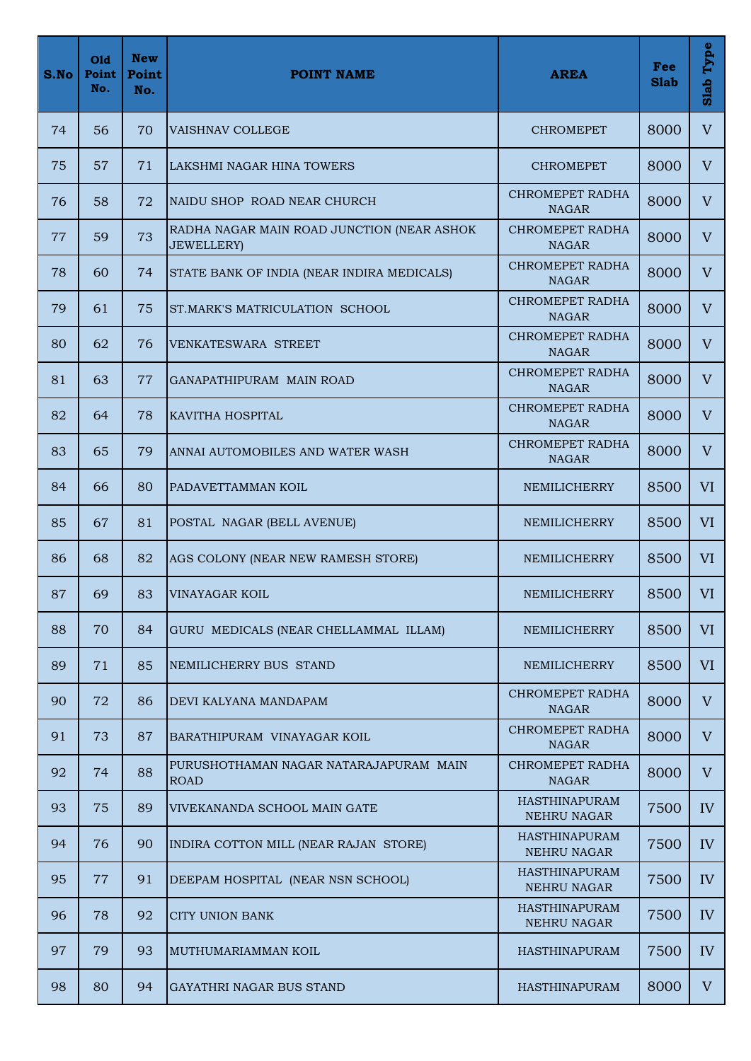| S.No | Old Point No. | New Point No. | POINT NAME | AREA | Fee Slab | Slab Type |
|---|---|---|---|---|---|---|
| 74 | 56 | 70 | VAISHNAV COLLEGE | CHROMEPET | 8000 | V |
| 75 | 57 | 71 | LAKSHMI NAGAR HINA TOWERS | CHROMEPET | 8000 | V |
| 76 | 58 | 72 | NAIDU SHOP ROAD NEAR CHURCH | CHROMEPET RADHA NAGAR | 8000 | V |
| 77 | 59 | 73 | RADHA NAGAR MAIN ROAD JUNCTION (NEAR ASHOK JEWELLERY) | CHROMEPET RADHA NAGAR | 8000 | V |
| 78 | 60 | 74 | STATE BANK OF INDIA (NEAR INDIRA MEDICALS) | CHROMEPET RADHA NAGAR | 8000 | V |
| 79 | 61 | 75 | ST.MARK'S MATRICULATION SCHOOL | CHROMEPET RADHA NAGAR | 8000 | V |
| 80 | 62 | 76 | VENKATESWARA STREET | CHROMEPET RADHA NAGAR | 8000 | V |
| 81 | 63 | 77 | GANAPATHIPURAM MAIN ROAD | CHROMEPET RADHA NAGAR | 8000 | V |
| 82 | 64 | 78 | KAVITHA HOSPITAL | CHROMEPET RADHA NAGAR | 8000 | V |
| 83 | 65 | 79 | ANNAI AUTOMOBILES AND WATER WASH | CHROMEPET RADHA NAGAR | 8000 | V |
| 84 | 66 | 80 | PADAVETTAMMAN KOIL | NEMILICHERRY | 8500 | VI |
| 85 | 67 | 81 | POSTAL NAGAR (BELL AVENUE) | NEMILICHERRY | 8500 | VI |
| 86 | 68 | 82 | AGS COLONY (NEAR NEW RAMESH STORE) | NEMILICHERRY | 8500 | VI |
| 87 | 69 | 83 | VINAYAGAR KOIL | NEMILICHERRY | 8500 | VI |
| 88 | 70 | 84 | GURU MEDICALS (NEAR CHELLAMMAL ILLAM) | NEMILICHERRY | 8500 | VI |
| 89 | 71 | 85 | NEMILICHERRY BUS STAND | NEMILICHERRY | 8500 | VI |
| 90 | 72 | 86 | DEVI KALYANA MANDAPAM | CHROMEPET RADHA NAGAR | 8000 | V |
| 91 | 73 | 87 | BARATHIPURAM VINAYAGAR KOIL | CHROMEPET RADHA NAGAR | 8000 | V |
| 92 | 74 | 88 | PURUSHOTHAMAN NAGAR NATARAJAPURAM MAIN ROAD | CHROMEPET RADHA NAGAR | 8000 | V |
| 93 | 75 | 89 | VIVEKANANDA SCHOOL MAIN GATE | HASTHINAPURAM NEHRU NAGAR | 7500 | IV |
| 94 | 76 | 90 | INDIRA COTTON MILL (NEAR RAJAN STORE) | HASTHINAPURAM NEHRU NAGAR | 7500 | IV |
| 95 | 77 | 91 | DEEPAM HOSPITAL (NEAR NSN SCHOOL) | HASTHINAPURAM NEHRU NAGAR | 7500 | IV |
| 96 | 78 | 92 | CITY UNION BANK | HASTHINAPURAM NEHRU NAGAR | 7500 | IV |
| 97 | 79 | 93 | MUTHUMARIAMMAN KOIL | HASTHINAPURAM | 7500 | IV |
| 98 | 80 | 94 | GAYATHRI NAGAR BUS STAND | HASTHINAPURAM | 8000 | V |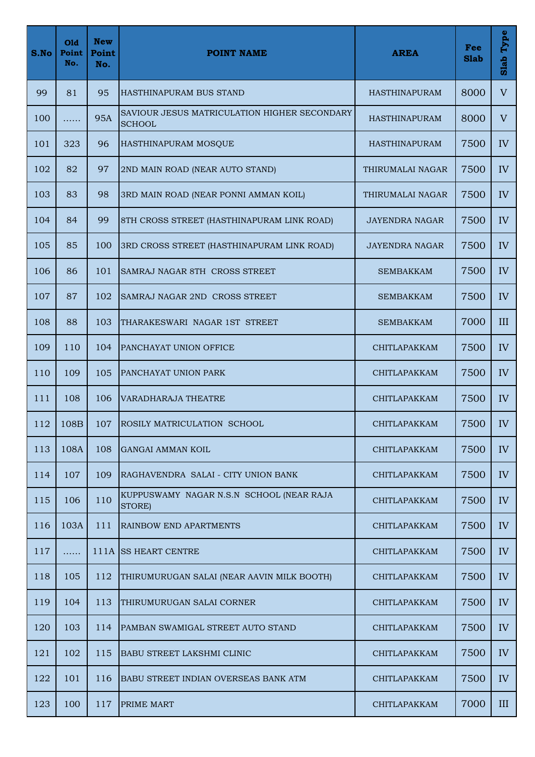| S.No | Old Point No. | New Point No. | POINT NAME | AREA | Fee Slab | Slab Type |
|---|---|---|---|---|---|---|
| 99 | 81 | 95 | HASTHINAPURAM BUS STAND | HASTHINAPURAM | 8000 | V |
| 100 | …… | 95A | SAVIOUR JESUS MATRICULATION HIGHER SECONDARY SCHOOL | HASTHINAPURAM | 8000 | V |
| 101 | 323 | 96 | HASTHINAPURAM MOSQUE | HASTHINAPURAM | 7500 | IV |
| 102 | 82 | 97 | 2ND MAIN ROAD (NEAR AUTO STAND) | THIRUMALAI NAGAR | 7500 | IV |
| 103 | 83 | 98 | 3RD MAIN ROAD (NEAR PONNI AMMAN KOIL) | THIRUMALAI NAGAR | 7500 | IV |
| 104 | 84 | 99 | 8TH CROSS STREET (HASTHINAPURAM LINK ROAD) | JAYENDRA NAGAR | 7500 | IV |
| 105 | 85 | 100 | 3RD CROSS STREET (HASTHINAPURAM LINK ROAD) | JAYENDRA NAGAR | 7500 | IV |
| 106 | 86 | 101 | SAMRAJ NAGAR 8TH CROSS STREET | SEMBAKKAM | 7500 | IV |
| 107 | 87 | 102 | SAMRAJ NAGAR 2ND CROSS STREET | SEMBAKKAM | 7500 | IV |
| 108 | 88 | 103 | THARAKESWARI NAGAR 1ST STREET | SEMBAKKAM | 7000 | III |
| 109 | 110 | 104 | PANCHAYAT UNION OFFICE | CHITLAPAKKAM | 7500 | IV |
| 110 | 109 | 105 | PANCHAYAT UNION PARK | CHITLAPAKKAM | 7500 | IV |
| 111 | 108 | 106 | VARADHARAJA THEATRE | CHITLAPAKKAM | 7500 | IV |
| 112 | 108B | 107 | ROSILY MATRICULATION SCHOOL | CHITLAPAKKAM | 7500 | IV |
| 113 | 108A | 108 | GANGAI AMMAN KOIL | CHITLAPAKKAM | 7500 | IV |
| 114 | 107 | 109 | RAGHAVENDRA SALAI - CITY UNION BANK | CHITLAPAKKAM | 7500 | IV |
| 115 | 106 | 110 | KUPPUSWAMY NAGAR N.S.N SCHOOL (NEAR RAJA STORE) | CHITLAPAKKAM | 7500 | IV |
| 116 | 103A | 111 | RAINBOW END APARTMENTS | CHITLAPAKKAM | 7500 | IV |
| 117 | …… | 111A | SS HEART CENTRE | CHITLAPAKKAM | 7500 | IV |
| 118 | 105 | 112 | THIRUMURUGAN SALAI (NEAR AAVIN MILK BOOTH) | CHITLAPAKKAM | 7500 | IV |
| 119 | 104 | 113 | THIRUMURUGAN SALAI CORNER | CHITLAPAKKAM | 7500 | IV |
| 120 | 103 | 114 | PAMBAN SWAMIGAL STREET AUTO STAND | CHITLAPAKKAM | 7500 | IV |
| 121 | 102 | 115 | BABU STREET LAKSHMI CLINIC | CHITLAPAKKAM | 7500 | IV |
| 122 | 101 | 116 | BABU STREET INDIAN OVERSEAS BANK ATM | CHITLAPAKKAM | 7500 | IV |
| 123 | 100 | 117 | PRIME MART | CHITLAPAKKAM | 7000 | III |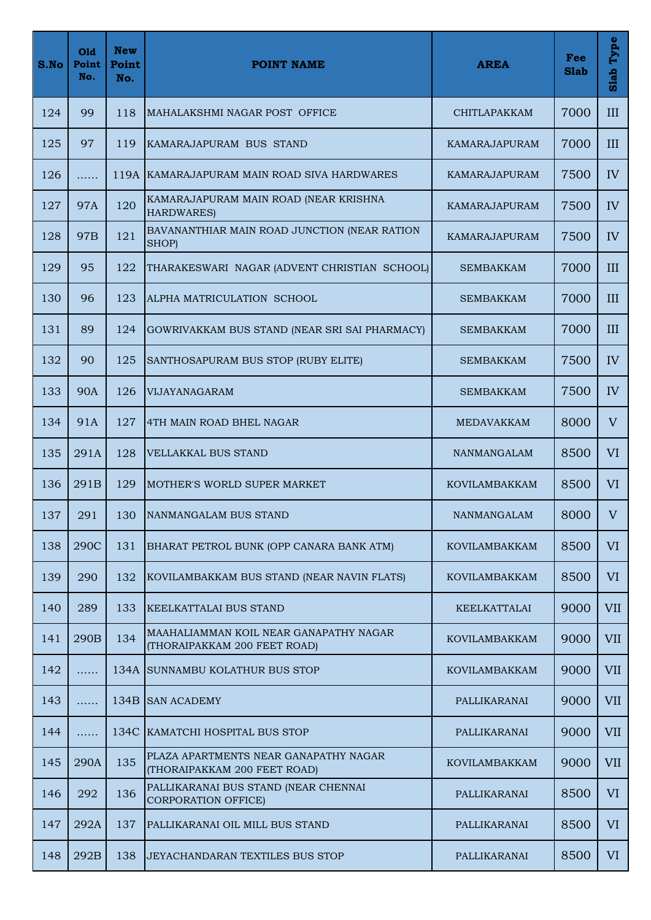| S.No | Old Point No. | New Point No. | POINT NAME | AREA | Fee Slab | Slab Type |
|---|---|---|---|---|---|---|
| 124 | 99 | 118 | MAHALAKSHMI NAGAR POST OFFICE | CHITLAPAKKAM | 7000 | III |
| 125 | 97 | 119 | KAMARAJAPURAM BUS STAND | KAMARAJAPURAM | 7000 | III |
| 126 | …… | 119A | KAMARAJAPURAM MAIN ROAD SIVA HARDWARES | KAMARAJAPURAM | 7500 | IV |
| 127 | 97A | 120 | KAMARAJAPURAM MAIN ROAD (NEAR KRISHNA HARDWARES) | KAMARAJAPURAM | 7500 | IV |
| 128 | 97B | 121 | BAVANANTHIAR MAIN ROAD JUNCTION (NEAR RATION SHOP) | KAMARAJAPURAM | 7500 | IV |
| 129 | 95 | 122 | THARAKESWARI NAGAR (ADVENT CHRISTIAN SCHOOL) | SEMBAKKAM | 7000 | III |
| 130 | 96 | 123 | ALPHA MATRICULATION SCHOOL | SEMBAKKAM | 7000 | III |
| 131 | 89 | 124 | GOWRIVAKKAM BUS STAND (NEAR SRI SAI PHARMACY) | SEMBAKKAM | 7000 | III |
| 132 | 90 | 125 | SANTHOSAPURAM BUS STOP (RUBY ELITE) | SEMBAKKAM | 7500 | IV |
| 133 | 90A | 126 | VIJAYANAGARAM | SEMBAKKAM | 7500 | IV |
| 134 | 91A | 127 | 4TH MAIN ROAD BHEL NAGAR | MEDAVAKKAM | 8000 | V |
| 135 | 291A | 128 | VELLAKKAL BUS STAND | NANMANGALAM | 8500 | VI |
| 136 | 291B | 129 | MOTHER'S WORLD SUPER MARKET | KOVILAMBAKKAM | 8500 | VI |
| 137 | 291 | 130 | NANMANGALAM BUS STAND | NANMANGALAM | 8000 | V |
| 138 | 290C | 131 | BHARAT PETROL BUNK (OPP CANARA BANK ATM) | KOVILAMBAKKAM | 8500 | VI |
| 139 | 290 | 132 | KOVILAMBAKKAM BUS STAND (NEAR NAVIN FLATS) | KOVILAMBAKKAM | 8500 | VI |
| 140 | 289 | 133 | KEELKATTALAI BUS STAND | KEELKATTALAI | 9000 | VII |
| 141 | 290B | 134 | MAAHALIAMMAN KOIL NEAR GANAPATHY NAGAR (THORAIPAKKAM 200 FEET ROAD) | KOVILAMBAKKAM | 9000 | VII |
| 142 | …… | 134A | SUNNAMBU KOLATHUR BUS STOP | KOVILAMBAKKAM | 9000 | VII |
| 143 | …… | 134B | SAN ACADEMY | PALLIKARANAI | 9000 | VII |
| 144 | …… | 134C | KAMATCHI HOSPITAL BUS STOP | PALLIKARANAI | 9000 | VII |
| 145 | 290A | 135 | PLAZA APARTMENTS NEAR GANAPATHY NAGAR (THORAIPAKKAM 200 FEET ROAD) | KOVILAMBAKKAM | 9000 | VII |
| 146 | 292 | 136 | PALLIKARANAI BUS STAND (NEAR CHENNAI CORPORATION OFFICE) | PALLIKARANAI | 8500 | VI |
| 147 | 292A | 137 | PALLIKARANAI OIL MILL BUS STAND | PALLIKARANAI | 8500 | VI |
| 148 | 292B | 138 | JEYACHANDARAN TEXTILES BUS STOP | PALLIKARANAI | 8500 | VI |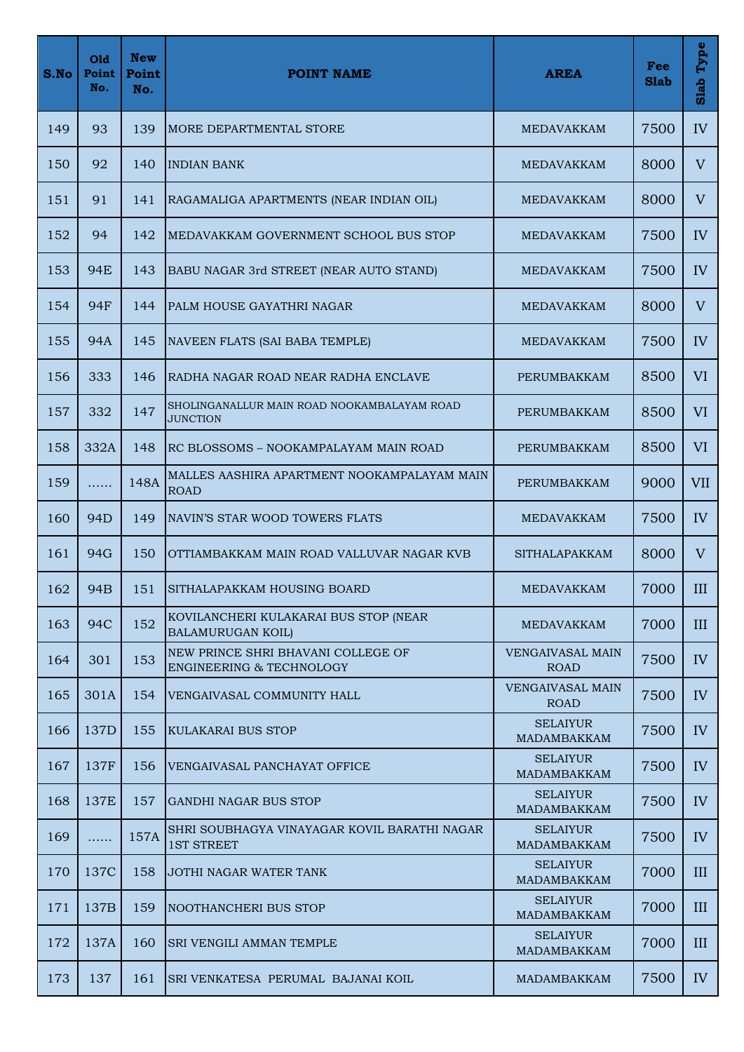| S.No | Old Point No. | New Point No. | POINT NAME | AREA | Fee Slab | Slab Type |
|---|---|---|---|---|---|---|
| 149 | 93 | 139 | MORE DEPARTMENTAL STORE | MEDAVAKKAM | 7500 | IV |
| 150 | 92 | 140 | INDIAN BANK | MEDAVAKKAM | 8000 | V |
| 151 | 91 | 141 | RAGAMALIGA APARTMENTS (NEAR INDIAN OIL) | MEDAVAKKAM | 8000 | V |
| 152 | 94 | 142 | MEDAVAKKAM GOVERNMENT SCHOOL BUS STOP | MEDAVAKKAM | 7500 | IV |
| 153 | 94E | 143 | BABU NAGAR 3rd STREET (NEAR AUTO STAND) | MEDAVAKKAM | 7500 | IV |
| 154 | 94F | 144 | PALM HOUSE GAYATHRI NAGAR | MEDAVAKKAM | 8000 | V |
| 155 | 94A | 145 | NAVEEN FLATS (SAI BABA TEMPLE) | MEDAVAKKAM | 7500 | IV |
| 156 | 333 | 146 | RADHA NAGAR ROAD NEAR RADHA ENCLAVE | PERUMBAKKAM | 8500 | VI |
| 157 | 332 | 147 | SHOLINGANALLUR MAIN ROAD NOOKAMBALAYAM ROAD JUNCTION | PERUMBAKKAM | 8500 | VI |
| 158 | 332A | 148 | RC BLOSSOMS – NOOKAMPALAYAM MAIN ROAD | PERUMBAKKAM | 8500 | VI |
| 159 | …… | 148A | MALLES AASHIRA APARTMENT NOOKAMPALAYAM MAIN ROAD | PERUMBAKKAM | 9000 | VII |
| 160 | 94D | 149 | NAVIN'S STAR WOOD TOWERS FLATS | MEDAVAKKAM | 7500 | IV |
| 161 | 94G | 150 | OTTIAMBAKKAM MAIN ROAD VALLUVAR NAGAR KVB | SITHALAPAKKAM | 8000 | V |
| 162 | 94B | 151 | SITHALAPAKKAM HOUSING BOARD | MEDAVAKKAM | 7000 | III |
| 163 | 94C | 152 | KOVILANCHERI KULAKARAI BUS STOP (NEAR BALAMURUGAN KOIL) | MEDAVAKKAM | 7000 | III |
| 164 | 301 | 153 | NEW PRINCE SHRI BHAVANI COLLEGE OF ENGINEERING & TECHNOLOGY | VENGAIVASAL MAIN ROAD | 7500 | IV |
| 165 | 301A | 154 | VENGAIVASAL COMMUNITY HALL | VENGAIVASAL MAIN ROAD | 7500 | IV |
| 166 | 137D | 155 | KULAKARAI BUS STOP | SELAIYUR MADAMBAKKAM | 7500 | IV |
| 167 | 137F | 156 | VENGAIVASAL PANCHAYAT OFFICE | SELAIYUR MADAMBAKKAM | 7500 | IV |
| 168 | 137E | 157 | GANDHI NAGAR BUS STOP | SELAIYUR MADAMBAKKAM | 7500 | IV |
| 169 | …… | 157A | SHRI SOUBHAGYA VINAYAGAR KOVIL BARATHI NAGAR 1ST STREET | SELAIYUR MADAMBAKKAM | 7500 | IV |
| 170 | 137C | 158 | JOTHI NAGAR WATER TANK | SELAIYUR MADAMBAKKAM | 7000 | III |
| 171 | 137B | 159 | NOOTHANCHERI BUS STOP | SELAIYUR MADAMBAKKAM | 7000 | III |
| 172 | 137A | 160 | SRI VENGILI AMMAN TEMPLE | SELAIYUR MADAMBAKKAM | 7000 | III |
| 173 | 137 | 161 | SRI VENKATESA PERUMAL BAJANAI KOIL | MADAMBAKKAM | 7500 | IV |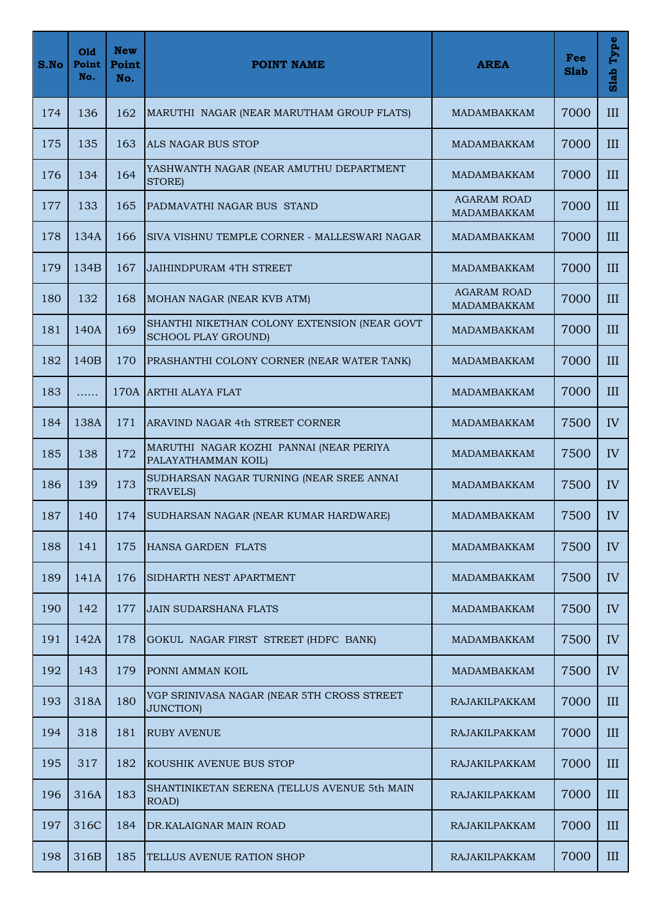| S.No | Old Point No. | New Point No. | POINT NAME | AREA | Fee Slab | Slab Type |
|---|---|---|---|---|---|---|
| 174 | 136 | 162 | MARUTHI NAGAR (NEAR MARUTHAM GROUP FLATS) | MADAMBAKKAM | 7000 | III |
| 175 | 135 | 163 | ALS NAGAR BUS STOP | MADAMBAKKAM | 7000 | III |
| 176 | 134 | 164 | YASHWANTH NAGAR (NEAR AMUTHU DEPARTMENT STORE) | MADAMBAKKAM | 7000 | III |
| 177 | 133 | 165 | PADMAVATHI NAGAR BUS STAND | AGARAM ROAD MADAMBAKKAM | 7000 | III |
| 178 | 134A | 166 | SIVA VISHNU TEMPLE CORNER - MALLESWARI NAGAR | MADAMBAKKAM | 7000 | III |
| 179 | 134B | 167 | JAIHINDPURAM 4TH STREET | MADAMBAKKAM | 7000 | III |
| 180 | 132 | 168 | MOHAN NAGAR (NEAR KVB ATM) | AGARAM ROAD MADAMBAKKAM | 7000 | III |
| 181 | 140A | 169 | SHANTHI NIKETHAN COLONY EXTENSION (NEAR GOVT SCHOOL PLAY GROUND) | MADAMBAKKAM | 7000 | III |
| 182 | 140B | 170 | PRASHANTHI COLONY CORNER (NEAR WATER TANK) | MADAMBAKKAM | 7000 | III |
| 183 | …… | 170A | ARTHI ALAYA FLAT | MADAMBAKKAM | 7000 | III |
| 184 | 138A | 171 | ARAVIND NAGAR 4th STREET CORNER | MADAMBAKKAM | 7500 | IV |
| 185 | 138 | 172 | MARUTHI NAGAR KOZHI PANNAI (NEAR PERIYA PALAYATHAMMAN KOIL) | MADAMBAKKAM | 7500 | IV |
| 186 | 139 | 173 | SUDHARSAN NAGAR TURNING (NEAR SREE ANNAI TRAVELS) | MADAMBAKKAM | 7500 | IV |
| 187 | 140 | 174 | SUDHARSAN NAGAR (NEAR KUMAR HARDWARE) | MADAMBAKKAM | 7500 | IV |
| 188 | 141 | 175 | HANSA GARDEN FLATS | MADAMBAKKAM | 7500 | IV |
| 189 | 141A | 176 | SIDHARTH NEST APARTMENT | MADAMBAKKAM | 7500 | IV |
| 190 | 142 | 177 | JAIN SUDARSHANA FLATS | MADAMBAKKAM | 7500 | IV |
| 191 | 142A | 178 | GOKUL NAGAR FIRST STREET (HDFC BANK) | MADAMBAKKAM | 7500 | IV |
| 192 | 143 | 179 | PONNI AMMAN KOIL | MADAMBAKKAM | 7500 | IV |
| 193 | 318A | 180 | VGP SRINIVASA NAGAR (NEAR 5TH CROSS STREET JUNCTION) | RAJAKILPAKKAM | 7000 | III |
| 194 | 318 | 181 | RUBY AVENUE | RAJAKILPAKKAM | 7000 | III |
| 195 | 317 | 182 | KOUSHIK AVENUE BUS STOP | RAJAKILPAKKAM | 7000 | III |
| 196 | 316A | 183 | SHANTINIKETAN SERENA (TELLUS AVENUE 5th MAIN ROAD) | RAJAKILPAKKAM | 7000 | III |
| 197 | 316C | 184 | DR.KALAIGNAR MAIN ROAD | RAJAKILPAKKAM | 7000 | III |
| 198 | 316B | 185 | TELLUS AVENUE RATION SHOP | RAJAKILPAKKAM | 7000 | III |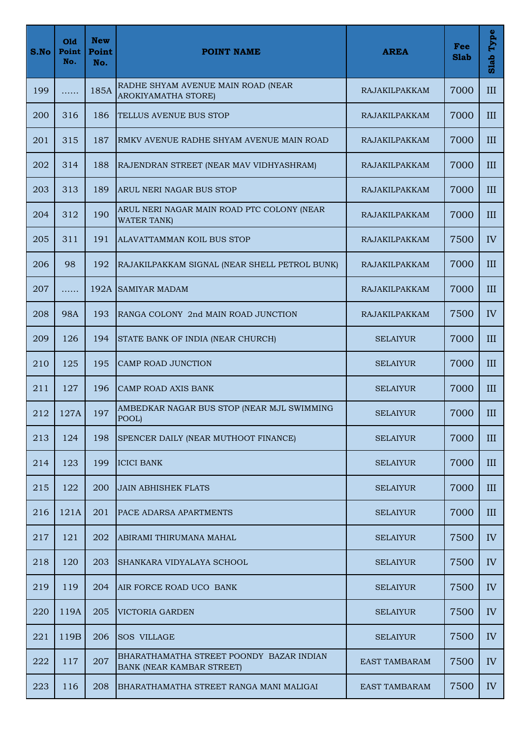| S.No | Old Point No. | New Point No. | POINT NAME | AREA | Fee Slab | Slab Type |
|---|---|---|---|---|---|---|
| 199 | …… | 185A | RADHE SHYAM AVENUE MAIN ROAD (NEAR AROKIYAMATHA STORE) | RAJAKILPAKKAM | 7000 | III |
| 200 | 316 | 186 | TELLUS AVENUE BUS STOP | RAJAKILPAKKAM | 7000 | III |
| 201 | 315 | 187 | RMKV AVENUE RADHE SHYAM AVENUE MAIN ROAD | RAJAKILPAKKAM | 7000 | III |
| 202 | 314 | 188 | RAJENDRAN STREET (NEAR MAV VIDHYASHRAM) | RAJAKILPAKKAM | 7000 | III |
| 203 | 313 | 189 | ARUL NERI NAGAR BUS STOP | RAJAKILPAKKAM | 7000 | III |
| 204 | 312 | 190 | ARUL NERI NAGAR MAIN ROAD PTC COLONY (NEAR WATER TANK) | RAJAKILPAKKAM | 7000 | III |
| 205 | 311 | 191 | ALAVATTAMMAN KOIL BUS STOP | RAJAKILPAKKAM | 7500 | IV |
| 206 | 98 | 192 | RAJAKILPAKKAM SIGNAL (NEAR SHELL PETROL BUNK) | RAJAKILPAKKAM | 7000 | III |
| 207 | …… | 192A | SAMIYAR MADAM | RAJAKILPAKKAM | 7000 | III |
| 208 | 98A | 193 | RANGA COLONY 2nd MAIN ROAD JUNCTION | RAJAKILPAKKAM | 7500 | IV |
| 209 | 126 | 194 | STATE BANK OF INDIA (NEAR CHURCH) | SELAIYUR | 7000 | III |
| 210 | 125 | 195 | CAMP ROAD JUNCTION | SELAIYUR | 7000 | III |
| 211 | 127 | 196 | CAMP ROAD AXIS BANK | SELAIYUR | 7000 | III |
| 212 | 127A | 197 | AMBEDKAR NAGAR BUS STOP (NEAR MJL SWIMMING POOL) | SELAIYUR | 7000 | III |
| 213 | 124 | 198 | SPENCER DAILY (NEAR MUTHOOT FINANCE) | SELAIYUR | 7000 | III |
| 214 | 123 | 199 | ICICI BANK | SELAIYUR | 7000 | III |
| 215 | 122 | 200 | JAIN ABHISHEK FLATS | SELAIYUR | 7000 | III |
| 216 | 121A | 201 | PACE ADARSA APARTMENTS | SELAIYUR | 7000 | III |
| 217 | 121 | 202 | ABIRAMI THIRUMANA MAHAL | SELAIYUR | 7500 | IV |
| 218 | 120 | 203 | SHANKARA VIDYALAYA SCHOOL | SELAIYUR | 7500 | IV |
| 219 | 119 | 204 | AIR FORCE ROAD UCO BANK | SELAIYUR | 7500 | IV |
| 220 | 119A | 205 | VICTORIA GARDEN | SELAIYUR | 7500 | IV |
| 221 | 119B | 206 | SOS VILLAGE | SELAIYUR | 7500 | IV |
| 222 | 117 | 207 | BHARATHAMATHA STREET POONDY BAZAR INDIAN BANK (NEAR KAMBAR STREET) | EAST TAMBARAM | 7500 | IV |
| 223 | 116 | 208 | BHARATHAMATHA STREET RANGA MANI MALIGAI | EAST TAMBARAM | 7500 | IV |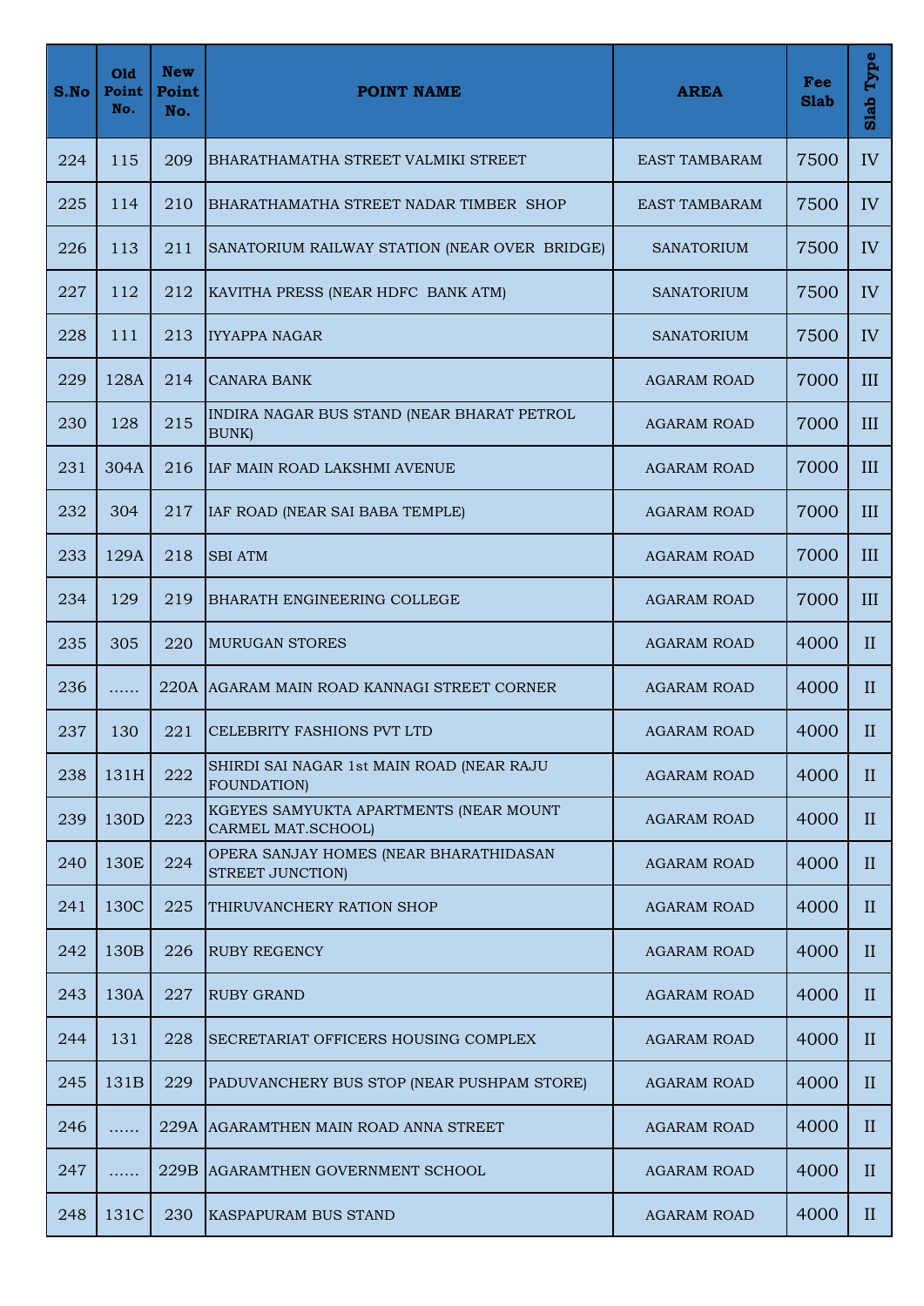| S.No | Old Point No. | New Point No. | POINT NAME | AREA | Fee Slab | Slab Type |
|---|---|---|---|---|---|---|
| 224 | 115 | 209 | BHARATHAMATHA STREET VALMIKI STREET | EAST TAMBARAM | 7500 | IV |
| 225 | 114 | 210 | BHARATHAMATHA STREET NADAR TIMBER SHOP | EAST TAMBARAM | 7500 | IV |
| 226 | 113 | 211 | SANATORIUM RAILWAY STATION (NEAR OVER BRIDGE) | SANATORIUM | 7500 | IV |
| 227 | 112 | 212 | KAVITHA PRESS (NEAR HDFC BANK ATM) | SANATORIUM | 7500 | IV |
| 228 | 111 | 213 | IYYAPPA NAGAR | SANATORIUM | 7500 | IV |
| 229 | 128A | 214 | CANARA BANK | AGARAM ROAD | 7000 | III |
| 230 | 128 | 215 | INDIRA NAGAR BUS STAND (NEAR BHARAT PETROL BUNK) | AGARAM ROAD | 7000 | III |
| 231 | 304A | 216 | IAF MAIN ROAD LAKSHMI AVENUE | AGARAM ROAD | 7000 | III |
| 232 | 304 | 217 | IAF ROAD (NEAR SAI BABA TEMPLE) | AGARAM ROAD | 7000 | III |
| 233 | 129A | 218 | SBI ATM | AGARAM ROAD | 7000 | III |
| 234 | 129 | 219 | BHARATH ENGINEERING COLLEGE | AGARAM ROAD | 7000 | III |
| 235 | 305 | 220 | MURUGAN STORES | AGARAM ROAD | 4000 | II |
| 236 | ...... | 220A | AGARAM MAIN ROAD KANNAGI STREET CORNER | AGARAM ROAD | 4000 | II |
| 237 | 130 | 221 | CELEBRITY FASHIONS PVT LTD | AGARAM ROAD | 4000 | II |
| 238 | 131H | 222 | SHIRDI SAI NAGAR 1st MAIN ROAD (NEAR RAJU FOUNDATION) | AGARAM ROAD | 4000 | II |
| 239 | 130D | 223 | KGEYES SAMYUKTA APARTMENTS (NEAR MOUNT CARMEL MAT.SCHOOL) | AGARAM ROAD | 4000 | II |
| 240 | 130E | 224 | OPERA SANJAY HOMES (NEAR BHARATHIDASAN STREET JUNCTION) | AGARAM ROAD | 4000 | II |
| 241 | 130C | 225 | THIRUVANCHERY RATION SHOP | AGARAM ROAD | 4000 | II |
| 242 | 130B | 226 | RUBY REGENCY | AGARAM ROAD | 4000 | II |
| 243 | 130A | 227 | RUBY GRAND | AGARAM ROAD | 4000 | II |
| 244 | 131 | 228 | SECRETARIAT OFFICERS HOUSING COMPLEX | AGARAM ROAD | 4000 | II |
| 245 | 131B | 229 | PADUVANCHERY BUS STOP (NEAR PUSHPAM STORE) | AGARAM ROAD | 4000 | II |
| 246 | ...... | 229A | AGARAMTHEN MAIN ROAD ANNA STREET | AGARAM ROAD | 4000 | II |
| 247 | ...... | 229B | AGARAMTHEN GOVERNMENT SCHOOL | AGARAM ROAD | 4000 | II |
| 248 | 131C | 230 | KASPAPURAM BUS STAND | AGARAM ROAD | 4000 | II |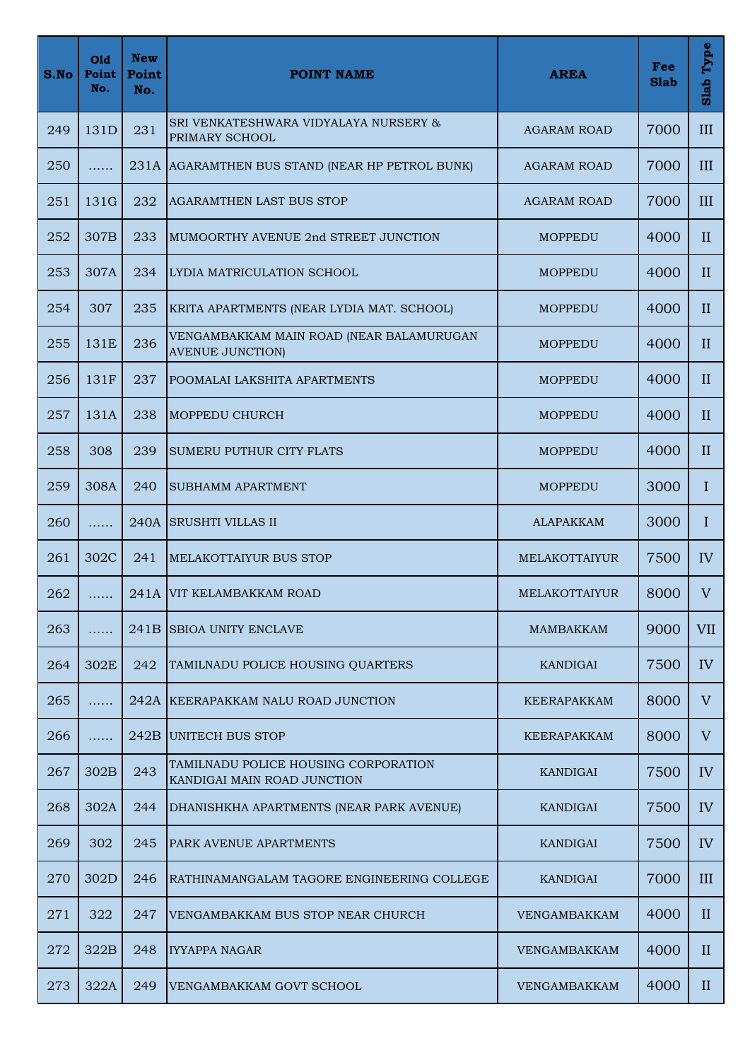| S.No | Old Point No. | New Point No. | POINT NAME | AREA | Fee Slab | Slab Type |
|---|---|---|---|---|---|---|
| 249 | 131D | 231 | SRI VENKATESHWARA VIDYALAYA NURSERY & PRIMARY SCHOOL | AGARAM ROAD | 7000 | III |
| 250 | …… | 231A | AGARAMTHEN BUS STAND (NEAR HP PETROL BUNK) | AGARAM ROAD | 7000 | III |
| 251 | 131G | 232 | AGARAMTHEN LAST BUS STOP | AGARAM ROAD | 7000 | III |
| 252 | 307B | 233 | MUMOORTHY AVENUE 2nd STREET JUNCTION | MOPPEDU | 4000 | II |
| 253 | 307A | 234 | LYDIA MATRICULATION SCHOOL | MOPPEDU | 4000 | II |
| 254 | 307 | 235 | KRITA APARTMENTS (NEAR LYDIA MAT. SCHOOL) | MOPPEDU | 4000 | II |
| 255 | 131E | 236 | VENGAMBAKKAM MAIN ROAD (NEAR BALAMURUGAN AVENUE JUNCTION) | MOPPEDU | 4000 | II |
| 256 | 131F | 237 | POOMALAI LAKSHITA APARTMENTS | MOPPEDU | 4000 | II |
| 257 | 131A | 238 | MOPPEDU CHURCH | MOPPEDU | 4000 | II |
| 258 | 308 | 239 | SUMERU PUTHUR CITY FLATS | MOPPEDU | 4000 | II |
| 259 | 308A | 240 | SUBHAMM APARTMENT | MOPPEDU | 3000 | I |
| 260 | …… | 240A | SRUSHTI VILLAS II | ALAPAKKAM | 3000 | I |
| 261 | 302C | 241 | MELAKOTTAIYUR BUS STOP | MELAKOTTAIYUR | 7500 | IV |
| 262 | …… | 241A | VIT KELAMBAKKAM ROAD | MELAKOTTAIYUR | 8000 | V |
| 263 | …… | 241B | SBIOA UNITY ENCLAVE | MAMBAKKAM | 9000 | VII |
| 264 | 302E | 242 | TAMILNADU POLICE HOUSING QUARTERS | KANDIGAI | 7500 | IV |
| 265 | …… | 242A | KEERAPAKKAM NALU ROAD JUNCTION | KEERAPAKKAM | 8000 | V |
| 266 | …… | 242B | UNITECH BUS STOP | KEERAPAKKAM | 8000 | V |
| 267 | 302B | 243 | TAMILNADU POLICE HOUSING CORPORATION KANDIGAI MAIN ROAD JUNCTION | KANDIGAI | 7500 | IV |
| 268 | 302A | 244 | DHANISHKHA APARTMENTS (NEAR PARK AVENUE) | KANDIGAI | 7500 | IV |
| 269 | 302 | 245 | PARK AVENUE APARTMENTS | KANDIGAI | 7500 | IV |
| 270 | 302D | 246 | RATHINAMANGALAM TAGORE ENGINEERING COLLEGE | KANDIGAI | 7000 | III |
| 271 | 322 | 247 | VENGAMBAKKAM BUS STOP NEAR CHURCH | VENGAMBAKKAM | 4000 | II |
| 272 | 322B | 248 | IYYAPPA NAGAR | VENGAMBAKKAM | 4000 | II |
| 273 | 322A | 249 | VENGAMBAKKAM GOVT SCHOOL | VENGAMBAKKAM | 4000 | II |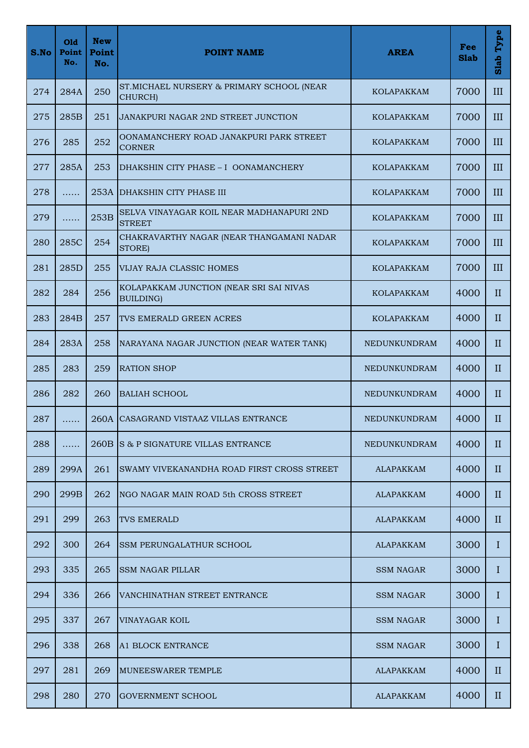| S.No | Old Point No. | New Point No. | POINT NAME | AREA | Fee Slab | Slab Type |
|---|---|---|---|---|---|---|
| 274 | 284A | 250 | ST.MICHAEL NURSERY & PRIMARY SCHOOL (NEAR CHURCH) | KOLAPAKKAM | 7000 | III |
| 275 | 285B | 251 | JANAKPURI NAGAR 2ND STREET JUNCTION | KOLAPAKKAM | 7000 | III |
| 276 | 285 | 252 | OONAMANCHERY ROAD JANAKPURI PARK STREET CORNER | KOLAPAKKAM | 7000 | III |
| 277 | 285A | 253 | DHAKSHIN CITY PHASE – I OONAMANCHERY | KOLAPAKKAM | 7000 | III |
| 278 | …… | 253A | DHAKSHIN CITY PHASE III | KOLAPAKKAM | 7000 | III |
| 279 | …… | 253B | SELVA VINAYAGAR KOIL NEAR MADHANAPURI 2ND STREET | KOLAPAKKAM | 7000 | III |
| 280 | 285C | 254 | CHAKRAVARTHY NAGAR (NEAR THANGAMANI NADAR STORE) | KOLAPAKKAM | 7000 | III |
| 281 | 285D | 255 | VIJAY RAJA CLASSIC HOMES | KOLAPAKKAM | 7000 | III |
| 282 | 284 | 256 | KOLAPAKKAM JUNCTION (NEAR SRI SAI NIVAS BUILDING) | KOLAPAKKAM | 4000 | II |
| 283 | 284B | 257 | TVS EMERALD GREEN ACRES | KOLAPAKKAM | 4000 | II |
| 284 | 283A | 258 | NARAYANA NAGAR JUNCTION (NEAR WATER TANK) | NEDUNKUNDRAM | 4000 | II |
| 285 | 283 | 259 | RATION SHOP | NEDUNKUNDRAM | 4000 | II |
| 286 | 282 | 260 | BALIAH SCHOOL | NEDUNKUNDRAM | 4000 | II |
| 287 | …… | 260A | CASAGRAND VISTAAZ VILLAS ENTRANCE | NEDUNKUNDRAM | 4000 | II |
| 288 | …… | 260B | S & P SIGNATURE VILLAS ENTRANCE | NEDUNKUNDRAM | 4000 | II |
| 289 | 299A | 261 | SWAMY VIVEKANANDHA ROAD FIRST CROSS STREET | ALAPAKKAM | 4000 | II |
| 290 | 299B | 262 | NGO NAGAR MAIN ROAD 5th CROSS STREET | ALAPAKKAM | 4000 | II |
| 291 | 299 | 263 | TVS EMERALD | ALAPAKKAM | 4000 | II |
| 292 | 300 | 264 | SSM PERUNGALATHUR SCHOOL | ALAPAKKAM | 3000 | I |
| 293 | 335 | 265 | SSM NAGAR PILLAR | SSM NAGAR | 3000 | I |
| 294 | 336 | 266 | VANCHINATHAN STREET ENTRANCE | SSM NAGAR | 3000 | I |
| 295 | 337 | 267 | VINAYAGAR KOIL | SSM NAGAR | 3000 | I |
| 296 | 338 | 268 | A1 BLOCK ENTRANCE | SSM NAGAR | 3000 | I |
| 297 | 281 | 269 | MUNEESWARER TEMPLE | ALAPAKKAM | 4000 | II |
| 298 | 280 | 270 | GOVERNMENT SCHOOL | ALAPAKKAM | 4000 | II |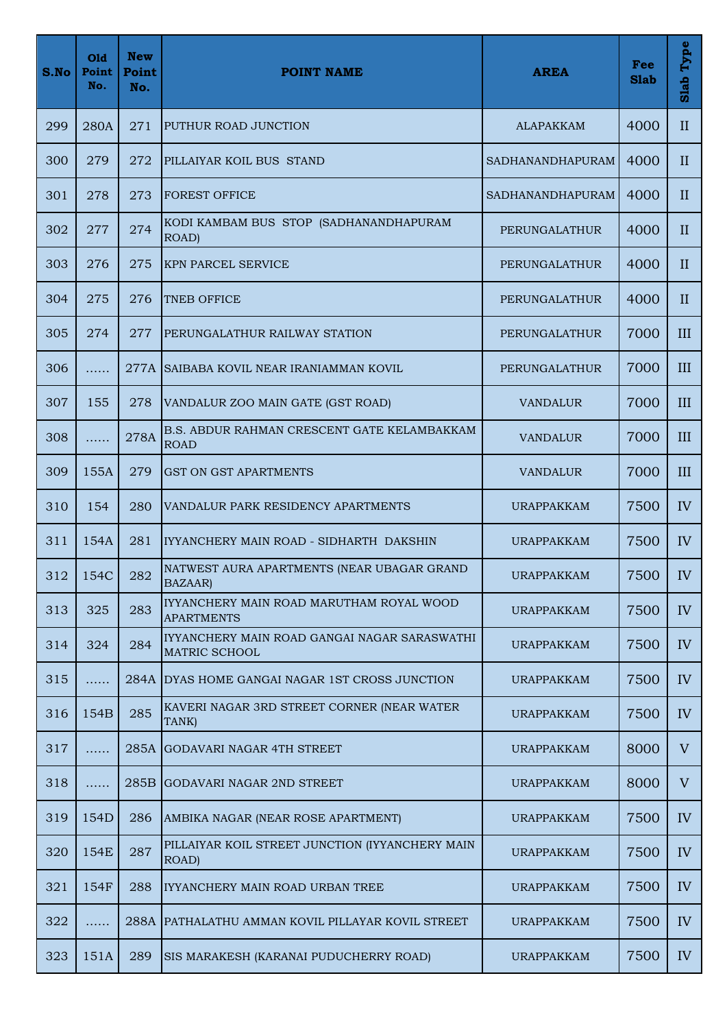| S.No | Old Point No. | New Point No. | POINT NAME | AREA | Fee Slab | Slab Type |
|---|---|---|---|---|---|---|
| 299 | 280A | 271 | PUTHUR ROAD JUNCTION | ALAPAKKAM | 4000 | II |
| 300 | 279 | 272 | PILLAIYAR KOIL BUS STAND | SADHANANDHAPURAM | 4000 | II |
| 301 | 278 | 273 | FOREST OFFICE | SADHANANDHAPURAM | 4000 | II |
| 302 | 277 | 274 | KODI KAMBAM BUS STOP (SADHANANDHAPURAM ROAD) | PERUNGALATHUR | 4000 | II |
| 303 | 276 | 275 | KPN PARCEL SERVICE | PERUNGALATHUR | 4000 | II |
| 304 | 275 | 276 | TNEB OFFICE | PERUNGALATHUR | 4000 | II |
| 305 | 274 | 277 | PERUNGALATHUR RAILWAY STATION | PERUNGALATHUR | 7000 | III |
| 306 | …… | 277A | SAIBABA KOVIL NEAR IRANIAMMAN KOVIL | PERUNGALATHUR | 7000 | III |
| 307 | 155 | 278 | VANDALUR ZOO MAIN GATE (GST ROAD) | VANDALUR | 7000 | III |
| 308 | …… | 278A | B.S. ABDUR RAHMAN CRESCENT GATE KELAMBAKKAM ROAD | VANDALUR | 7000 | III |
| 309 | 155A | 279 | GST ON GST APARTMENTS | VANDALUR | 7000 | III |
| 310 | 154 | 280 | VANDALUR PARK RESIDENCY APARTMENTS | URAPPAKKAM | 7500 | IV |
| 311 | 154A | 281 | IYYANCHERY MAIN ROAD - SIDHARTH DAKSHIN | URAPPAKKAM | 7500 | IV |
| 312 | 154C | 282 | NATWEST AURA APARTMENTS (NEAR UBAGAR GRAND BAZAAR) | URAPPAKKAM | 7500 | IV |
| 313 | 325 | 283 | IYYANCHERY MAIN ROAD MARUTHAM ROYAL WOOD APARTMENTS | URAPPAKKAM | 7500 | IV |
| 314 | 324 | 284 | IYYANCHERY MAIN ROAD GANGAI NAGAR SARASWATHI MATRIC SCHOOL | URAPPAKKAM | 7500 | IV |
| 315 | …… | 284A | DYAS HOME GANGAI NAGAR 1ST CROSS JUNCTION | URAPPAKKAM | 7500 | IV |
| 316 | 154B | 285 | KAVERI NAGAR 3RD STREET CORNER (NEAR WATER TANK) | URAPPAKKAM | 7500 | IV |
| 317 | …… | 285A | GODAVARI NAGAR 4TH STREET | URAPPAKKAM | 8000 | V |
| 318 | …… | 285B | GODAVARI NAGAR 2ND STREET | URAPPAKKAM | 8000 | V |
| 319 | 154D | 286 | AMBIKA NAGAR (NEAR ROSE APARTMENT) | URAPPAKKAM | 7500 | IV |
| 320 | 154E | 287 | PILLAIYAR KOIL STREET JUNCTION (IYYANCHERY MAIN ROAD) | URAPPAKKAM | 7500 | IV |
| 321 | 154F | 288 | IYYANCHERY MAIN ROAD URBAN TREE | URAPPAKKAM | 7500 | IV |
| 322 | …… | 288A | PATHALATHU AMMAN KOVIL PILLAYAR KOVIL STREET | URAPPAKKAM | 7500 | IV |
| 323 | 151A | 289 | SIS MARAKESH (KARANAI PUDUCHERRY ROAD) | URAPPAKKAM | 7500 | IV |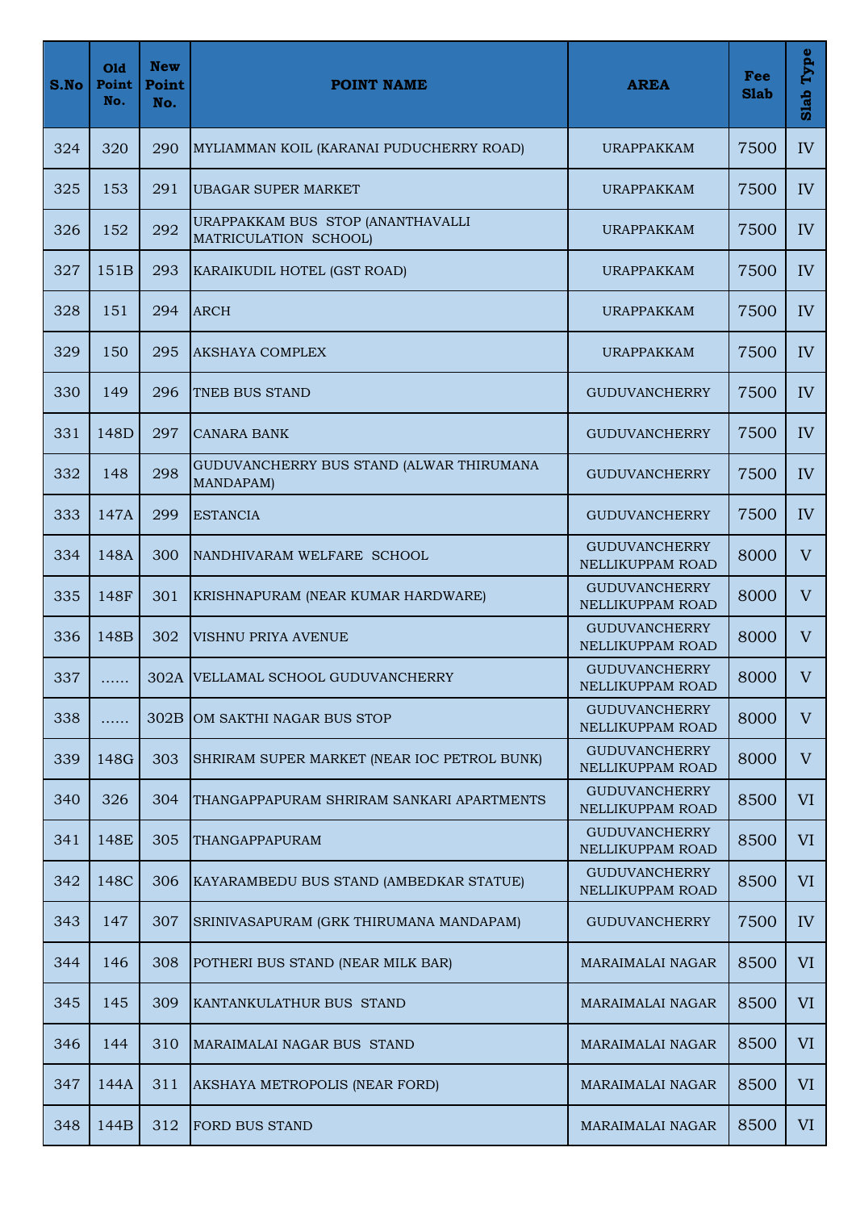| S.No | Old Point No. | New Point No. | POINT NAME | AREA | Fee Slab | Slab Type |
|---|---|---|---|---|---|---|
| 324 | 320 | 290 | MYLIAMMAN KOIL (KARANAI PUDUCHERRY ROAD) | URAPPAKKAM | 7500 | IV |
| 325 | 153 | 291 | UBAGAR SUPER MARKET | URAPPAKKAM | 7500 | IV |
| 326 | 152 | 292 | URAPPAKKAM BUS STOP (ANANTHAVALLI MATRICULATION SCHOOL) | URAPPAKKAM | 7500 | IV |
| 327 | 151B | 293 | KARAIKUDIL HOTEL (GST ROAD) | URAPPAKKAM | 7500 | IV |
| 328 | 151 | 294 | ARCH | URAPPAKKAM | 7500 | IV |
| 329 | 150 | 295 | AKSHAYA COMPLEX | URAPPAKKAM | 7500 | IV |
| 330 | 149 | 296 | TNEB BUS STAND | GUDUVANCHERRY | 7500 | IV |
| 331 | 148D | 297 | CANARA BANK | GUDUVANCHERRY | 7500 | IV |
| 332 | 148 | 298 | GUDUVANCHERRY BUS STAND (ALWAR THIRUMANA MANDAPAM) | GUDUVANCHERRY | 7500 | IV |
| 333 | 147A | 299 | ESTANCIA | GUDUVANCHERRY | 7500 | IV |
| 334 | 148A | 300 | NANDHIVARAM WELFARE SCHOOL | GUDUVANCHERRY NELLIKUPPAM ROAD | 8000 | V |
| 335 | 148F | 301 | KRISHNAPURAM (NEAR KUMAR HARDWARE) | GUDUVANCHERRY NELLIKUPPAM ROAD | 8000 | V |
| 336 | 148B | 302 | VISHNU PRIYA AVENUE | GUDUVANCHERRY NELLIKUPPAM ROAD | 8000 | V |
| 337 | …… | 302A | VELLAMAL SCHOOL GUDUVANCHERRY | GUDUVANCHERRY NELLIKUPPAM ROAD | 8000 | V |
| 338 | …… | 302B | OM SAKTHI NAGAR BUS STOP | GUDUVANCHERRY NELLIKUPPAM ROAD | 8000 | V |
| 339 | 148G | 303 | SHRIRAM SUPER MARKET (NEAR IOC PETROL BUNK) | GUDUVANCHERRY NELLIKUPPAM ROAD | 8000 | V |
| 340 | 326 | 304 | THANGAPPAPURAM SHRIRAM SANKARI APARTMENTS | GUDUVANCHERRY NELLIKUPPAM ROAD | 8500 | VI |
| 341 | 148E | 305 | THANGAPPAPURAM | GUDUVANCHERRY NELLIKUPPAM ROAD | 8500 | VI |
| 342 | 148C | 306 | KAYARAMBEDU BUS STAND (AMBEDKAR STATUE) | GUDUVANCHERRY NELLIKUPPAM ROAD | 8500 | VI |
| 343 | 147 | 307 | SRINIVASAPURAM (GRK THIRUMANA MANDAPAM) | GUDUVANCHERRY | 7500 | IV |
| 344 | 146 | 308 | POTHERI BUS STAND (NEAR MILK BAR) | MARAIMALAI NAGAR | 8500 | VI |
| 345 | 145 | 309 | KANTANKULATHUR BUS STAND | MARAIMALAI NAGAR | 8500 | VI |
| 346 | 144 | 310 | MARAIMALAI NAGAR BUS STAND | MARAIMALAI NAGAR | 8500 | VI |
| 347 | 144A | 311 | AKSHAYA METROPOLIS (NEAR FORD) | MARAIMALAI NAGAR | 8500 | VI |
| 348 | 144B | 312 | FORD BUS STAND | MARAIMALAI NAGAR | 8500 | VI |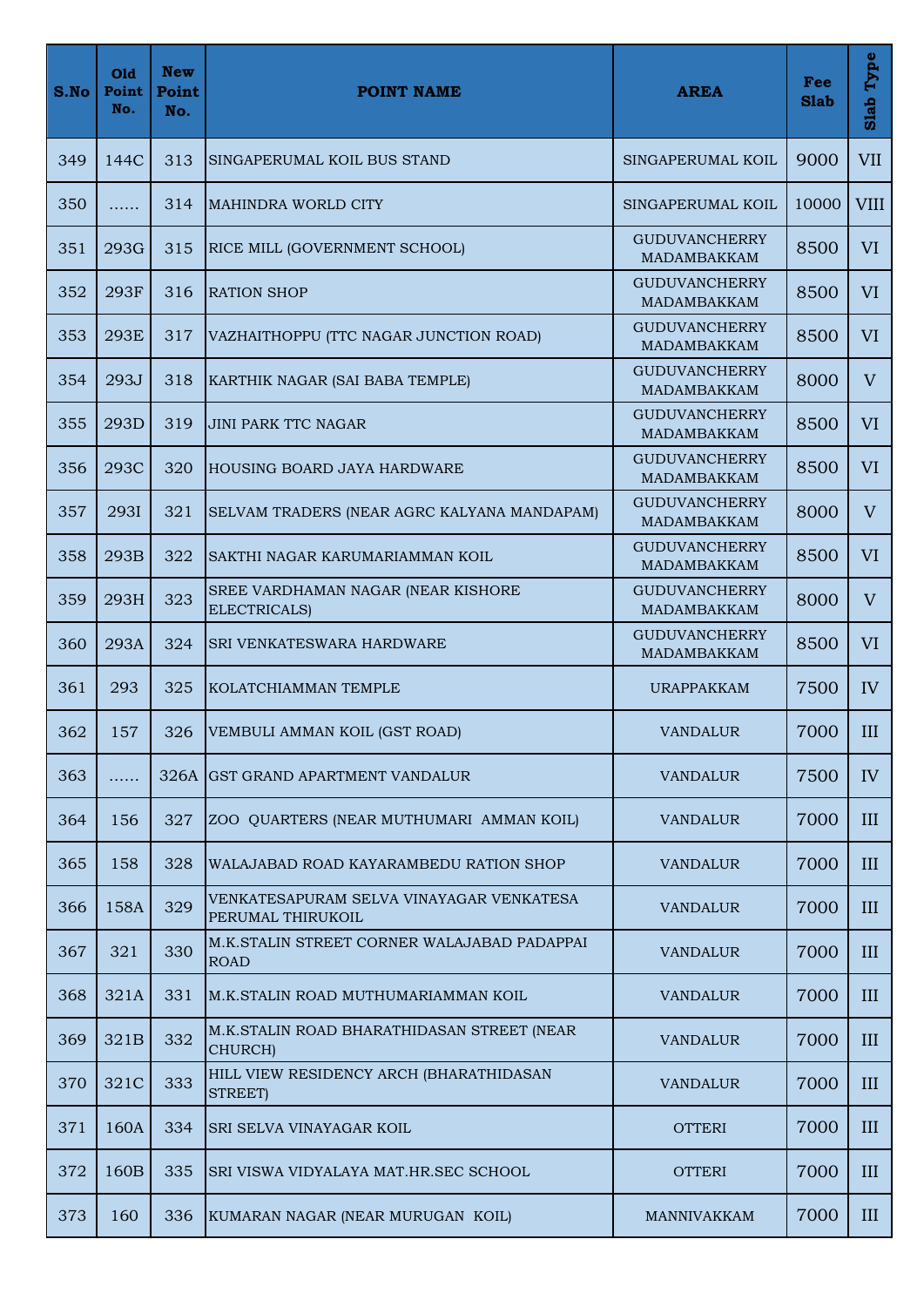| S.No | Old Point No. | New Point No. | POINT NAME | AREA | Fee Slab | Slab Type |
|---|---|---|---|---|---|---|
| 349 | 144C | 313 | SINGAPERUMAL KOIL BUS STAND | SINGAPERUMAL KOIL | 9000 | VII |
| 350 | …… | 314 | MAHINDRA WORLD CITY | SINGAPERUMAL KOIL | 10000 | VIII |
| 351 | 293G | 315 | RICE MILL (GOVERNMENT SCHOOL) | GUDUVANCHERRY MADAMBAKKAM | 8500 | VI |
| 352 | 293F | 316 | RATION SHOP | GUDUVANCHERRY MADAMBAKKAM | 8500 | VI |
| 353 | 293E | 317 | VAZHAITHOPPU (TTC NAGAR JUNCTION ROAD) | GUDUVANCHERRY MADAMBAKKAM | 8500 | VI |
| 354 | 293J | 318 | KARTHIK NAGAR (SAI BABA TEMPLE) | GUDUVANCHERRY MADAMBAKKAM | 8000 | V |
| 355 | 293D | 319 | JINI PARK TTC NAGAR | GUDUVANCHERRY MADAMBAKKAM | 8500 | VI |
| 356 | 293C | 320 | HOUSING BOARD JAYA HARDWARE | GUDUVANCHERRY MADAMBAKKAM | 8500 | VI |
| 357 | 293I | 321 | SELVAM TRADERS (NEAR AGRC KALYANA MANDAPAM) | GUDUVANCHERRY MADAMBAKKAM | 8000 | V |
| 358 | 293B | 322 | SAKTHI NAGAR KARUMARIAMMAN KOIL | GUDUVANCHERRY MADAMBAKKAM | 8500 | VI |
| 359 | 293H | 323 | SREE VARDHAMAN NAGAR (NEAR KISHORE ELECTRICALS) | GUDUVANCHERRY MADAMBAKKAM | 8000 | V |
| 360 | 293A | 324 | SRI VENKATESWARA HARDWARE | GUDUVANCHERRY MADAMBAKKAM | 8500 | VI |
| 361 | 293 | 325 | KOLATCHIAMMAN TEMPLE | URAPPAKKAM | 7500 | IV |
| 362 | 157 | 326 | VEMBULI AMMAN KOIL (GST ROAD) | VANDALUR | 7000 | III |
| 363 | …… | 326A | GST GRAND APARTMENT VANDALUR | VANDALUR | 7500 | IV |
| 364 | 156 | 327 | ZOO QUARTERS (NEAR MUTHUMARI AMMAN KOIL) | VANDALUR | 7000 | III |
| 365 | 158 | 328 | WALAJABAD ROAD KAYARAMBEDU RATION SHOP | VANDALUR | 7000 | III |
| 366 | 158A | 329 | VENKATESAPURAM SELVA VINAYAGAR VENKATESA PERUMAL THIRUKOIL | VANDALUR | 7000 | III |
| 367 | 321 | 330 | M.K.STALIN STREET CORNER WALAJABAD PADAPPAI ROAD | VANDALUR | 7000 | III |
| 368 | 321A | 331 | M.K.STALIN ROAD MUTHUMARIAMMAN KOIL | VANDALUR | 7000 | III |
| 369 | 321B | 332 | M.K.STALIN ROAD BHARATHIDASAN STREET (NEAR CHURCH) | VANDALUR | 7000 | III |
| 370 | 321C | 333 | HILL VIEW RESIDENCY ARCH (BHARATHIDASAN STREET) | VANDALUR | 7000 | III |
| 371 | 160A | 334 | SRI SELVA VINAYAGAR KOIL | OTTERI | 7000 | III |
| 372 | 160B | 335 | SRI VISWA VIDYALAYA MAT.HR.SEC SCHOOL | OTTERI | 7000 | III |
| 373 | 160 | 336 | KUMARAN NAGAR (NEAR MURUGAN KOIL) | MANNIVAKKAM | 7000 | III |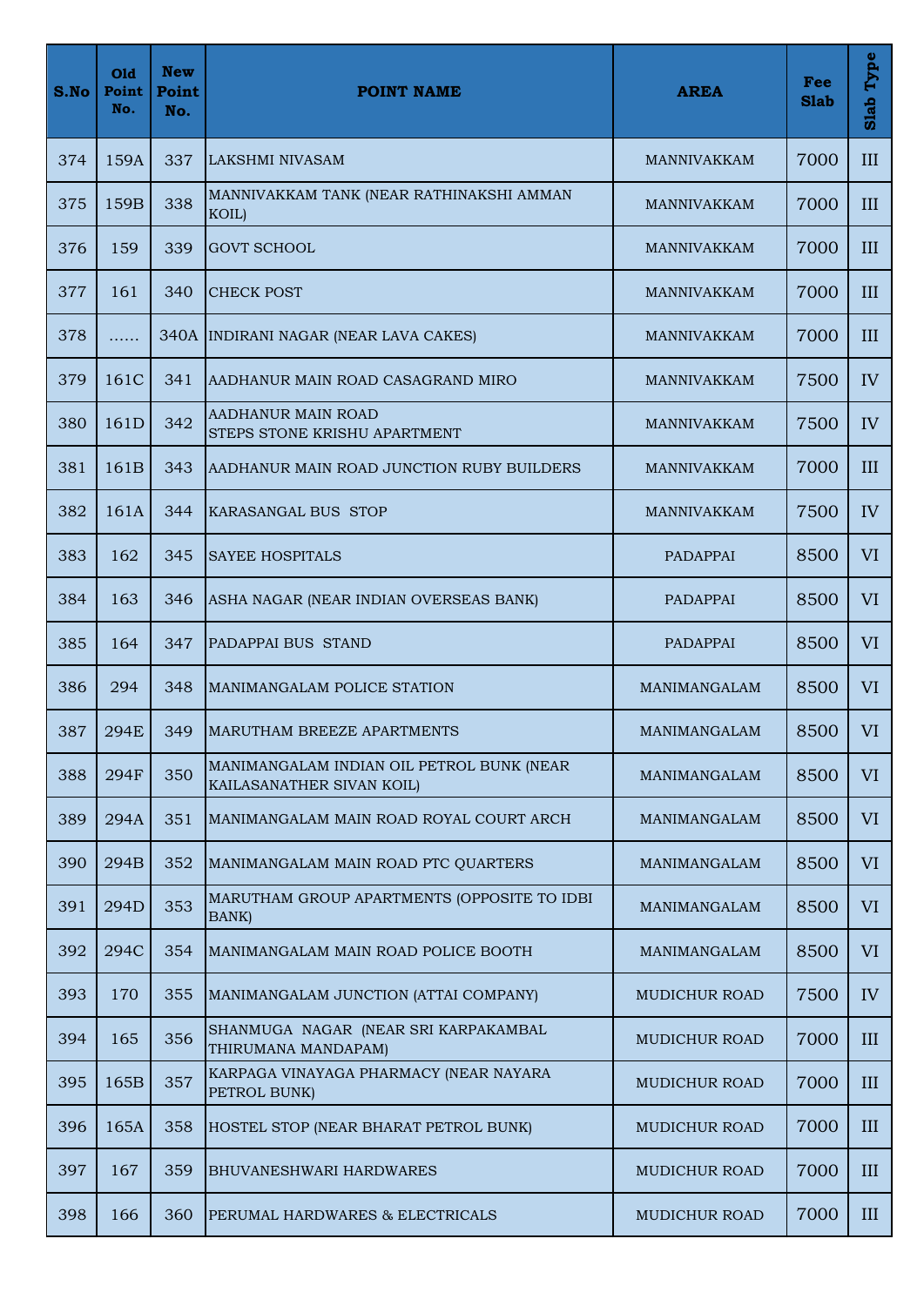| S.No | Old Point No. | New Point No. | POINT NAME | AREA | Fee Slab | Slab Type |
|---|---|---|---|---|---|---|
| 374 | 159A | 337 | LAKSHMI NIVASAM | MANNIVAKKAM | 7000 | III |
| 375 | 159B | 338 | MANNIVAKKAM TANK (NEAR RATHINAKSHI AMMAN KOIL) | MANNIVAKKAM | 7000 | III |
| 376 | 159 | 339 | GOVT SCHOOL | MANNIVAKKAM | 7000 | III |
| 377 | 161 | 340 | CHECK POST | MANNIVAKKAM | 7000 | III |
| 378 | …… | 340A | INDIRANI NAGAR (NEAR LAVA CAKES) | MANNIVAKKAM | 7000 | III |
| 379 | 161C | 341 | AADHANUR MAIN ROAD CASAGRAND MIRO | MANNIVAKKAM | 7500 | IV |
| 380 | 161D | 342 | AADHANUR MAIN ROAD STEPS STONE KRISHU APARTMENT | MANNIVAKKAM | 7500 | IV |
| 381 | 161B | 343 | AADHANUR MAIN ROAD JUNCTION RUBY BUILDERS | MANNIVAKKAM | 7000 | III |
| 382 | 161A | 344 | KARASANGAL BUS STOP | MANNIVAKKAM | 7500 | IV |
| 383 | 162 | 345 | SAYEE HOSPITALS | PADAPPAI | 8500 | VI |
| 384 | 163 | 346 | ASHA NAGAR (NEAR INDIAN OVERSEAS BANK) | PADAPPAI | 8500 | VI |
| 385 | 164 | 347 | PADAPPAI BUS STAND | PADAPPAI | 8500 | VI |
| 386 | 294 | 348 | MANIMANGALAM POLICE STATION | MANIMANGALAM | 8500 | VI |
| 387 | 294E | 349 | MARUTHAM BREEZE APARTMENTS | MANIMANGALAM | 8500 | VI |
| 388 | 294F | 350 | MANIMANGALAM INDIAN OIL PETROL BUNK (NEAR KAILASANATHER SIVAN KOIL) | MANIMANGALAM | 8500 | VI |
| 389 | 294A | 351 | MANIMANGALAM MAIN ROAD ROYAL COURT ARCH | MANIMANGALAM | 8500 | VI |
| 390 | 294B | 352 | MANIMANGALAM MAIN ROAD PTC QUARTERS | MANIMANGALAM | 8500 | VI |
| 391 | 294D | 353 | MARUTHAM GROUP APARTMENTS (OPPOSITE TO IDBI BANK) | MANIMANGALAM | 8500 | VI |
| 392 | 294C | 354 | MANIMANGALAM MAIN ROAD POLICE BOOTH | MANIMANGALAM | 8500 | VI |
| 393 | 170 | 355 | MANIMANGALAM JUNCTION (ATTAI COMPANY) | MUDICHUR ROAD | 7500 | IV |
| 394 | 165 | 356 | SHANMUGA NAGAR (NEAR SRI KARPAKAMBAL THIRUMANA MANDAPAM) | MUDICHUR ROAD | 7000 | III |
| 395 | 165B | 357 | KARPAGA VINAYAGA PHARMACY (NEAR NAYARA PETROL BUNK) | MUDICHUR ROAD | 7000 | III |
| 396 | 165A | 358 | HOSTEL STOP (NEAR BHARAT PETROL BUNK) | MUDICHUR ROAD | 7000 | III |
| 397 | 167 | 359 | BHUVANESHWARI HARDWARES | MUDICHUR ROAD | 7000 | III |
| 398 | 166 | 360 | PERUMAL HARDWARES & ELECTRICALS | MUDICHUR ROAD | 7000 | III |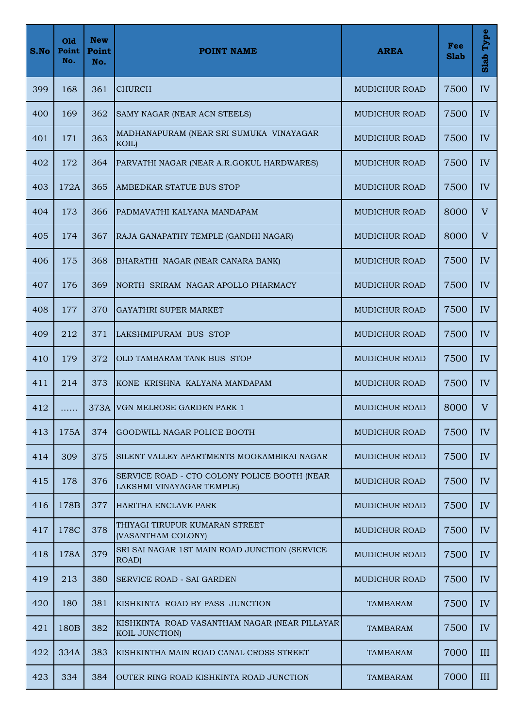| S.No | Old Point No. | New Point No. | POINT NAME | AREA | Fee Slab | Slab Type |
|---|---|---|---|---|---|---|
| 399 | 168 | 361 | CHURCH | MUDICHUR ROAD | 7500 | IV |
| 400 | 169 | 362 | SAMY NAGAR (NEAR ACN STEELS) | MUDICHUR ROAD | 7500 | IV |
| 401 | 171 | 363 | MADHANAPURAM (NEAR SRI SUMUKA VINAYAGAR KOIL) | MUDICHUR ROAD | 7500 | IV |
| 402 | 172 | 364 | PARVATHI NAGAR (NEAR A.R.GOKUL HARDWARES) | MUDICHUR ROAD | 7500 | IV |
| 403 | 172A | 365 | AMBEDKAR STATUE BUS STOP | MUDICHUR ROAD | 7500 | IV |
| 404 | 173 | 366 | PADMAVATHI KALYANA MANDAPAM | MUDICHUR ROAD | 8000 | V |
| 405 | 174 | 367 | RAJA GANAPATHY TEMPLE (GANDHI NAGAR) | MUDICHUR ROAD | 8000 | V |
| 406 | 175 | 368 | BHARATHI NAGAR (NEAR CANARA BANK) | MUDICHUR ROAD | 7500 | IV |
| 407 | 176 | 369 | NORTH SRIRAM NAGAR APOLLO PHARMACY | MUDICHUR ROAD | 7500 | IV |
| 408 | 177 | 370 | GAYATHRI SUPER MARKET | MUDICHUR ROAD | 7500 | IV |
| 409 | 212 | 371 | LAKSHMIPURAM BUS STOP | MUDICHUR ROAD | 7500 | IV |
| 410 | 179 | 372 | OLD TAMBARAM TANK BUS STOP | MUDICHUR ROAD | 7500 | IV |
| 411 | 214 | 373 | KONE KRISHNA KALYANA MANDAPAM | MUDICHUR ROAD | 7500 | IV |
| 412 | …… | 373A | VGN MELROSE GARDEN PARK 1 | MUDICHUR ROAD | 8000 | V |
| 413 | 175A | 374 | GOODWILL NAGAR POLICE BOOTH | MUDICHUR ROAD | 7500 | IV |
| 414 | 309 | 375 | SILENT VALLEY APARTMENTS MOOKAMBIKAI NAGAR | MUDICHUR ROAD | 7500 | IV |
| 415 | 178 | 376 | SERVICE ROAD - CTO COLONY POLICE BOOTH (NEAR LAKSHMI VINAYAGAR TEMPLE) | MUDICHUR ROAD | 7500 | IV |
| 416 | 178B | 377 | HARITHA ENCLAVE PARK | MUDICHUR ROAD | 7500 | IV |
| 417 | 178C | 378 | THIYAGI TIRUPUR KUMARAN STREET (VASANTHAM COLONY) | MUDICHUR ROAD | 7500 | IV |
| 418 | 178A | 379 | SRI SAI NAGAR 1ST MAIN ROAD JUNCTION (SERVICE ROAD) | MUDICHUR ROAD | 7500 | IV |
| 419 | 213 | 380 | SERVICE ROAD - SAI GARDEN | MUDICHUR ROAD | 7500 | IV |
| 420 | 180 | 381 | KISHKINTA ROAD BY PASS JUNCTION | TAMBARAM | 7500 | IV |
| 421 | 180B | 382 | KISHKINTA ROAD VASANTHAM NAGAR (NEAR PILLAYAR KOIL JUNCTION) | TAMBARAM | 7500 | IV |
| 422 | 334A | 383 | KISHKINTHA MAIN ROAD CANAL CROSS STREET | TAMBARAM | 7000 | III |
| 423 | 334 | 384 | OUTER RING ROAD KISHKINTA ROAD JUNCTION | TAMBARAM | 7000 | III |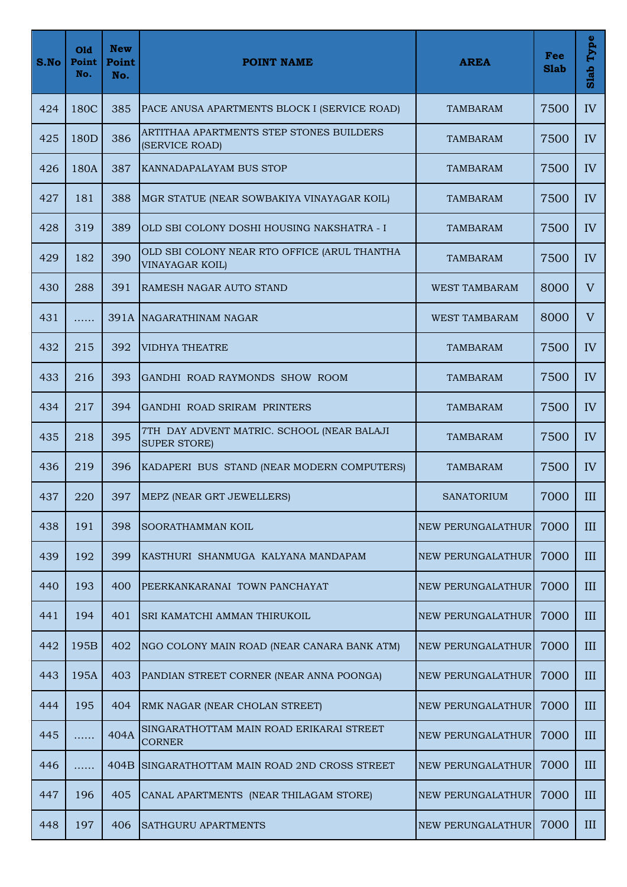| S.No | Old Point No. | New Point No. | POINT NAME | AREA | Fee Slab | Slab Type |
|---|---|---|---|---|---|---|
| 424 | 180C | 385 | PACE ANUSA APARTMENTS BLOCK I (SERVICE ROAD) | TAMBARAM | 7500 | IV |
| 425 | 180D | 386 | ARTITHAA APARTMENTS STEP STONES BUILDERS (SERVICE ROAD) | TAMBARAM | 7500 | IV |
| 426 | 180A | 387 | KANNADAPALAYAM BUS STOP | TAMBARAM | 7500 | IV |
| 427 | 181 | 388 | MGR STATUE (NEAR SOWBAKIYA VINAYAGAR KOIL) | TAMBARAM | 7500 | IV |
| 428 | 319 | 389 | OLD SBI COLONY DOSHI HOUSING NAKSHATRA - I | TAMBARAM | 7500 | IV |
| 429 | 182 | 390 | OLD SBI COLONY NEAR RTO OFFICE (ARUL THANTHA VINAYAGAR KOIL) | TAMBARAM | 7500 | IV |
| 430 | 288 | 391 | RAMESH NAGAR AUTO STAND | WEST TAMBARAM | 8000 | V |
| 431 | …… | 391A | NAGARATHINAM NAGAR | WEST TAMBARAM | 8000 | V |
| 432 | 215 | 392 | VIDHYA THEATRE | TAMBARAM | 7500 | IV |
| 433 | 216 | 393 | GANDHI ROAD RAYMONDS SHOW ROOM | TAMBARAM | 7500 | IV |
| 434 | 217 | 394 | GANDHI ROAD SRIRAM PRINTERS | TAMBARAM | 7500 | IV |
| 435 | 218 | 395 | 7TH DAY ADVENT MATRIC. SCHOOL (NEAR BALAJI SUPER STORE) | TAMBARAM | 7500 | IV |
| 436 | 219 | 396 | KADAPERI BUS STAND (NEAR MODERN COMPUTERS) | TAMBARAM | 7500 | IV |
| 437 | 220 | 397 | MEPZ (NEAR GRT JEWELLERS) | SANATORIUM | 7000 | III |
| 438 | 191 | 398 | SOORATHAMMAN KOIL | NEW PERUNGALATHUR | 7000 | III |
| 439 | 192 | 399 | KASTHURI SHANMUGA KALYANA MANDAPAM | NEW PERUNGALATHUR | 7000 | III |
| 440 | 193 | 400 | PEERKANKARANAI TOWN PANCHAYAT | NEW PERUNGALATHUR | 7000 | III |
| 441 | 194 | 401 | SRI KAMATCHI AMMAN THIRUKOIL | NEW PERUNGALATHUR | 7000 | III |
| 442 | 195B | 402 | NGO COLONY MAIN ROAD (NEAR CANARA BANK ATM) | NEW PERUNGALATHUR | 7000 | III |
| 443 | 195A | 403 | PANDIAN STREET CORNER (NEAR ANNA POONGA) | NEW PERUNGALATHUR | 7000 | III |
| 444 | 195 | 404 | RMK NAGAR (NEAR CHOLAN STREET) | NEW PERUNGALATHUR | 7000 | III |
| 445 | …… | 404A | SINGARATHOTTAM MAIN ROAD ERIKARAI STREET CORNER | NEW PERUNGALATHUR | 7000 | III |
| 446 | …… | 404B | SINGARATHOTTAM MAIN ROAD 2ND CROSS STREET | NEW PERUNGALATHUR | 7000 | III |
| 447 | 196 | 405 | CANAL APARTMENTS (NEAR THILAGAM STORE) | NEW PERUNGALATHUR | 7000 | III |
| 448 | 197 | 406 | SATHGURU APARTMENTS | NEW PERUNGALATHUR | 7000 | III |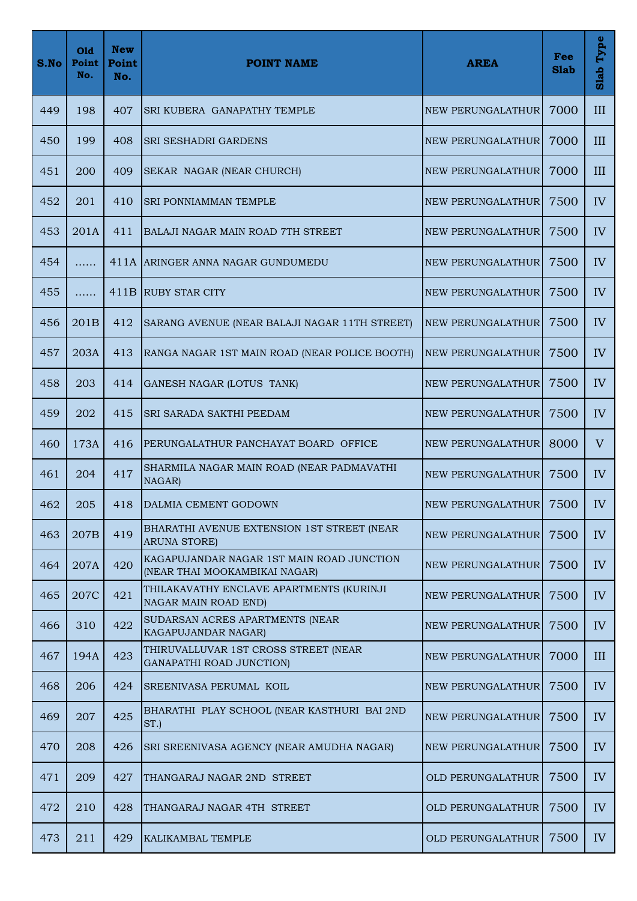| S.No | Old Point No. | New Point No. | POINT NAME | AREA | Fee Slab | Slab Type |
|---|---|---|---|---|---|---|
| 449 | 198 | 407 | SRI KUBERA GANAPATHY TEMPLE | NEW PERUNGALATHUR | 7000 | III |
| 450 | 199 | 408 | SRI SESHADRI GARDENS | NEW PERUNGALATHUR | 7000 | III |
| 451 | 200 | 409 | SEKAR NAGAR (NEAR CHURCH) | NEW PERUNGALATHUR | 7000 | III |
| 452 | 201 | 410 | SRI PONNIAMMAN TEMPLE | NEW PERUNGALATHUR | 7500 | IV |
| 453 | 201A | 411 | BALAJI NAGAR MAIN ROAD 7TH STREET | NEW PERUNGALATHUR | 7500 | IV |
| 454 | …… | 411A | ARINGER ANNA NAGAR GUNDUMEDU | NEW PERUNGALATHUR | 7500 | IV |
| 455 | …… | 411B | RUBY STAR CITY | NEW PERUNGALATHUR | 7500 | IV |
| 456 | 201B | 412 | SARANG AVENUE (NEAR BALAJI NAGAR 11TH STREET) | NEW PERUNGALATHUR | 7500 | IV |
| 457 | 203A | 413 | RANGA NAGAR 1ST MAIN ROAD (NEAR POLICE BOOTH) | NEW PERUNGALATHUR | 7500 | IV |
| 458 | 203 | 414 | GANESH NAGAR (LOTUS TANK) | NEW PERUNGALATHUR | 7500 | IV |
| 459 | 202 | 415 | SRI SARADA SAKTHI PEEDAM | NEW PERUNGALATHUR | 7500 | IV |
| 460 | 173A | 416 | PERUNGALATHUR PANCHAYAT BOARD OFFICE | NEW PERUNGALATHUR | 8000 | V |
| 461 | 204 | 417 | SHARMILA NAGAR MAIN ROAD (NEAR PADMAVATHI NAGAR) | NEW PERUNGALATHUR | 7500 | IV |
| 462 | 205 | 418 | DALMIA CEMENT GODOWN | NEW PERUNGALATHUR | 7500 | IV |
| 463 | 207B | 419 | BHARATHI AVENUE EXTENSION 1ST STREET (NEAR ARUNA STORE) | NEW PERUNGALATHUR | 7500 | IV |
| 464 | 207A | 420 | KAGAPUJANDAR NAGAR 1ST MAIN ROAD JUNCTION (NEAR THAI MOOKAMBIKAI NAGAR) | NEW PERUNGALATHUR | 7500 | IV |
| 465 | 207C | 421 | THILAKAVATHY ENCLAVE APARTMENTS (KURINJI NAGAR MAIN ROAD END) | NEW PERUNGALATHUR | 7500 | IV |
| 466 | 310 | 422 | SUDARSAN ACRES APARTMENTS (NEAR KAGAPUJANDAR NAGAR) | NEW PERUNGALATHUR | 7500 | IV |
| 467 | 194A | 423 | THIRUVALLUVAR 1ST CROSS STREET (NEAR GANAPATHI ROAD JUNCTION) | NEW PERUNGALATHUR | 7000 | III |
| 468 | 206 | 424 | SREENIVASA PERUMAL KOIL | NEW PERUNGALATHUR | 7500 | IV |
| 469 | 207 | 425 | BHARATHI PLAY SCHOOL (NEAR KASTHURI BAI 2ND ST.) | NEW PERUNGALATHUR | 7500 | IV |
| 470 | 208 | 426 | SRI SREENIVASA AGENCY (NEAR AMUDHA NAGAR) | NEW PERUNGALATHUR | 7500 | IV |
| 471 | 209 | 427 | THANGARAJ NAGAR 2ND STREET | OLD PERUNGALATHUR | 7500 | IV |
| 472 | 210 | 428 | THANGARAJ NAGAR 4TH STREET | OLD PERUNGALATHUR | 7500 | IV |
| 473 | 211 | 429 | KALIKAMBAL TEMPLE | OLD PERUNGALATHUR | 7500 | IV |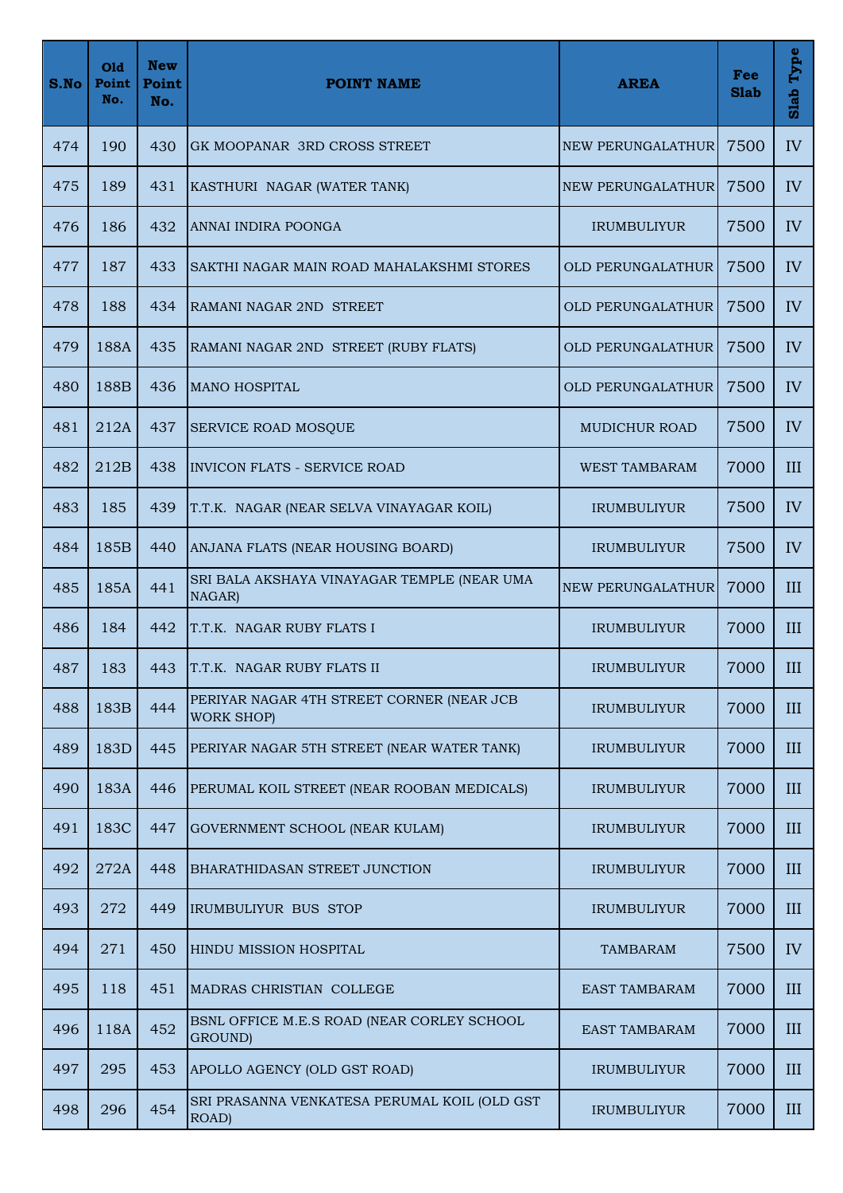| S.No | Old Point No. | New Point No. | POINT NAME | AREA | Fee Slab | Slab Type |
|---|---|---|---|---|---|---|
| 474 | 190 | 430 | GK MOOPANAR 3RD CROSS STREET | NEW PERUNGALATHUR | 7500 | IV |
| 475 | 189 | 431 | KASTHURI NAGAR (WATER TANK) | NEW PERUNGALATHUR | 7500 | IV |
| 476 | 186 | 432 | ANNAI INDIRA POONGA | IRUMBULIYUR | 7500 | IV |
| 477 | 187 | 433 | SAKTHI NAGAR MAIN ROAD MAHALAKSHMI STORES | OLD PERUNGALATHUR | 7500 | IV |
| 478 | 188 | 434 | RAMANI NAGAR 2ND STREET | OLD PERUNGALATHUR | 7500 | IV |
| 479 | 188A | 435 | RAMANI NAGAR 2ND STREET (RUBY FLATS) | OLD PERUNGALATHUR | 7500 | IV |
| 480 | 188B | 436 | MANO HOSPITAL | OLD PERUNGALATHUR | 7500 | IV |
| 481 | 212A | 437 | SERVICE ROAD MOSQUE | MUDICHUR ROAD | 7500 | IV |
| 482 | 212B | 438 | INVICON FLATS - SERVICE ROAD | WEST TAMBARAM | 7000 | III |
| 483 | 185 | 439 | T.T.K. NAGAR (NEAR SELVA VINAYAGAR KOIL) | IRUMBULIYUR | 7500 | IV |
| 484 | 185B | 440 | ANJANA FLATS (NEAR HOUSING BOARD) | IRUMBULIYUR | 7500 | IV |
| 485 | 185A | 441 | SRI BALA AKSHAYA VINAYAGAR TEMPLE (NEAR UMA NAGAR) | NEW PERUNGALATHUR | 7000 | III |
| 486 | 184 | 442 | T.T.K. NAGAR RUBY FLATS I | IRUMBULIYUR | 7000 | III |
| 487 | 183 | 443 | T.T.K. NAGAR RUBY FLATS II | IRUMBULIYUR | 7000 | III |
| 488 | 183B | 444 | PERIYAR NAGAR 4TH STREET CORNER (NEAR JCB WORK SHOP) | IRUMBULIYUR | 7000 | III |
| 489 | 183D | 445 | PERIYAR NAGAR 5TH STREET (NEAR WATER TANK) | IRUMBULIYUR | 7000 | III |
| 490 | 183A | 446 | PERUMAL KOIL STREET (NEAR ROOBAN MEDICALS) | IRUMBULIYUR | 7000 | III |
| 491 | 183C | 447 | GOVERNMENT SCHOOL (NEAR KULAM) | IRUMBULIYUR | 7000 | III |
| 492 | 272A | 448 | BHARATHIDASAN STREET JUNCTION | IRUMBULIYUR | 7000 | III |
| 493 | 272 | 449 | IRUMBULIYUR BUS STOP | IRUMBULIYUR | 7000 | III |
| 494 | 271 | 450 | HINDU MISSION HOSPITAL | TAMBARAM | 7500 | IV |
| 495 | 118 | 451 | MADRAS CHRISTIAN COLLEGE | EAST TAMBARAM | 7000 | III |
| 496 | 118A | 452 | BSNL OFFICE M.E.S ROAD (NEAR CORLEY SCHOOL GROUND) | EAST TAMBARAM | 7000 | III |
| 497 | 295 | 453 | APOLLO AGENCY (OLD GST ROAD) | IRUMBULIYUR | 7000 | III |
| 498 | 296 | 454 | SRI PRASANNA VENKATESA PERUMAL KOIL (OLD GST ROAD) | IRUMBULIYUR | 7000 | III |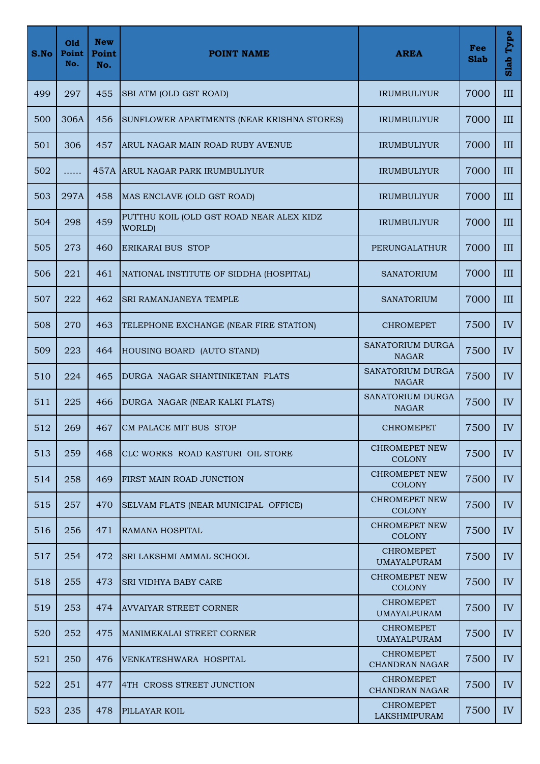| S.No | Old Point No. | New Point No. | POINT NAME | AREA | Fee Slab | Slab Type |
|---|---|---|---|---|---|---|
| 499 | 297 | 455 | SBI ATM (OLD GST ROAD) | IRUMBULIYUR | 7000 | III |
| 500 | 306A | 456 | SUNFLOWER APARTMENTS (NEAR KRISHNA STORES) | IRUMBULIYUR | 7000 | III |
| 501 | 306 | 457 | ARUL NAGAR MAIN ROAD RUBY AVENUE | IRUMBULIYUR | 7000 | III |
| 502 | …… | 457A | ARUL NAGAR PARK IRUMBULIYUR | IRUMBULIYUR | 7000 | III |
| 503 | 297A | 458 | MAS ENCLAVE (OLD GST ROAD) | IRUMBULIYUR | 7000 | III |
| 504 | 298 | 459 | PUTTHU KOIL (OLD GST ROAD NEAR ALEX KIDZ WORLD) | IRUMBULIYUR | 7000 | III |
| 505 | 273 | 460 | ERIKARAI BUS STOP | PERUNGALATHUR | 7000 | III |
| 506 | 221 | 461 | NATIONAL INSTITUTE OF SIDDHA (HOSPITAL) | SANATORIUM | 7000 | III |
| 507 | 222 | 462 | SRI RAMANJANEYA TEMPLE | SANATORIUM | 7000 | III |
| 508 | 270 | 463 | TELEPHONE EXCHANGE (NEAR FIRE STATION) | CHROMEPET | 7500 | IV |
| 509 | 223 | 464 | HOUSING BOARD (AUTO STAND) | SANATORIUM DURGA NAGAR | 7500 | IV |
| 510 | 224 | 465 | DURGA NAGAR SHANTINIKETAN FLATS | SANATORIUM DURGA NAGAR | 7500 | IV |
| 511 | 225 | 466 | DURGA NAGAR (NEAR KALKI FLATS) | SANATORIUM DURGA NAGAR | 7500 | IV |
| 512 | 269 | 467 | CM PALACE MIT BUS STOP | CHROMEPET | 7500 | IV |
| 513 | 259 | 468 | CLC WORKS ROAD KASTURI OIL STORE | CHROMEPET NEW COLONY | 7500 | IV |
| 514 | 258 | 469 | FIRST MAIN ROAD JUNCTION | CHROMEPET NEW COLONY | 7500 | IV |
| 515 | 257 | 470 | SELVAM FLATS (NEAR MUNICIPAL OFFICE) | CHROMEPET NEW COLONY | 7500 | IV |
| 516 | 256 | 471 | RAMANA HOSPITAL | CHROMEPET NEW COLONY | 7500 | IV |
| 517 | 254 | 472 | SRI LAKSHMI AMMAL SCHOOL | CHROMEPET UMAYALPURAM | 7500 | IV |
| 518 | 255 | 473 | SRI VIDHYA BABY CARE | CHROMEPET NEW COLONY | 7500 | IV |
| 519 | 253 | 474 | AVVAIYAR STREET CORNER | CHROMEPET UMAYALPURAM | 7500 | IV |
| 520 | 252 | 475 | MANIMEKALAI STREET CORNER | CHROMEPET UMAYALPURAM | 7500 | IV |
| 521 | 250 | 476 | VENKATESHWARA HOSPITAL | CHROMEPET CHANDRAN NAGAR | 7500 | IV |
| 522 | 251 | 477 | 4TH CROSS STREET JUNCTION | CHROMEPET CHANDRAN NAGAR | 7500 | IV |
| 523 | 235 | 478 | PILLAYAR KOIL | CHROMEPET LAKSHMIPURAM | 7500 | IV |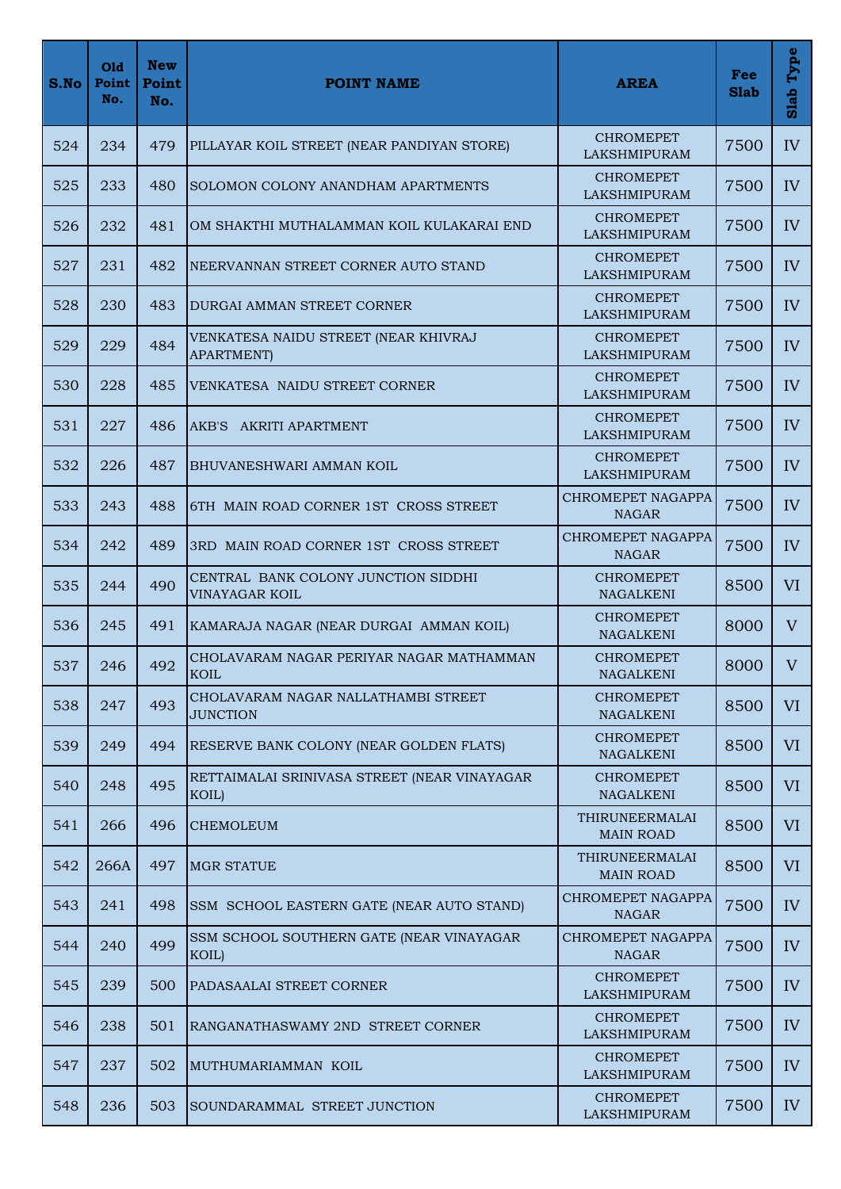| S.No | Old Point No. | New Point No. | POINT NAME | AREA | Fee Slab | Slab Type |
|---|---|---|---|---|---|---|
| 524 | 234 | 479 | PILLAYAR KOIL STREET (NEAR PANDIYAN STORE) | CHROMEPET LAKSHMIPURAM | 7500 | IV |
| 525 | 233 | 480 | SOLOMON COLONY ANANDHAM APARTMENTS | CHROMEPET LAKSHMIPURAM | 7500 | IV |
| 526 | 232 | 481 | OM SHAKTHI MUTHALAMMAN KOIL KULAKARAI END | CHROMEPET LAKSHMIPURAM | 7500 | IV |
| 527 | 231 | 482 | NEERVANNAN STREET CORNER AUTO STAND | CHROMEPET LAKSHMIPURAM | 7500 | IV |
| 528 | 230 | 483 | DURGAI AMMAN STREET CORNER | CHROMEPET LAKSHMIPURAM | 7500 | IV |
| 529 | 229 | 484 | VENKATESA NAIDU STREET (NEAR KHIVRAJ APARTMENT) | CHROMEPET LAKSHMIPURAM | 7500 | IV |
| 530 | 228 | 485 | VENKATESA NAIDU STREET CORNER | CHROMEPET LAKSHMIPURAM | 7500 | IV |
| 531 | 227 | 486 | AKB'S AKRITI APARTMENT | CHROMEPET LAKSHMIPURAM | 7500 | IV |
| 532 | 226 | 487 | BHUVANESHWARI AMMAN KOIL | CHROMEPET LAKSHMIPURAM | 7500 | IV |
| 533 | 243 | 488 | 6TH MAIN ROAD CORNER 1ST CROSS STREET | CHROMEPET NAGAPPA NAGAR | 7500 | IV |
| 534 | 242 | 489 | 3RD MAIN ROAD CORNER 1ST CROSS STREET | CHROMEPET NAGAPPA NAGAR | 7500 | IV |
| 535 | 244 | 490 | CENTRAL BANK COLONY JUNCTION SIDDHI VINAYAGAR KOIL | CHROMEPET NAGALKENI | 8500 | VI |
| 536 | 245 | 491 | KAMARAJA NAGAR (NEAR DURGAI AMMAN KOIL) | CHROMEPET NAGALKENI | 8000 | V |
| 537 | 246 | 492 | CHOLAVARAM NAGAR PERIYAR NAGAR MATHAMMAN KOIL | CHROMEPET NAGALKENI | 8000 | V |
| 538 | 247 | 493 | CHOLAVARAM NAGAR NALLATHAMBI STREET JUNCTION | CHROMEPET NAGALKENI | 8500 | VI |
| 539 | 249 | 494 | RESERVE BANK COLONY (NEAR GOLDEN FLATS) | CHROMEPET NAGALKENI | 8500 | VI |
| 540 | 248 | 495 | RETTAIMALAI SRINIVASA STREET (NEAR VINAYAGAR KOIL) | CHROMEPET NAGALKENI | 8500 | VI |
| 541 | 266 | 496 | CHEMOLEUM | THIRUNEERMALAI MAIN ROAD | 8500 | VI |
| 542 | 266A | 497 | MGR STATUE | THIRUNEERMALAI MAIN ROAD | 8500 | VI |
| 543 | 241 | 498 | SSM SCHOOL EASTERN GATE (NEAR AUTO STAND) | CHROMEPET NAGAPPA NAGAR | 7500 | IV |
| 544 | 240 | 499 | SSM SCHOOL SOUTHERN GATE (NEAR VINAYAGAR KOIL) | CHROMEPET NAGAPPA NAGAR | 7500 | IV |
| 545 | 239 | 500 | PADASAALAI STREET CORNER | CHROMEPET LAKSHMIPURAM | 7500 | IV |
| 546 | 238 | 501 | RANGANATHASWAMY 2ND STREET CORNER | CHROMEPET LAKSHMIPURAM | 7500 | IV |
| 547 | 237 | 502 | MUTHUMARIAMMAN KOIL | CHROMEPET LAKSHMIPURAM | 7500 | IV |
| 548 | 236 | 503 | SOUNDARAMMAL STREET JUNCTION | CHROMEPET LAKSHMIPURAM | 7500 | IV |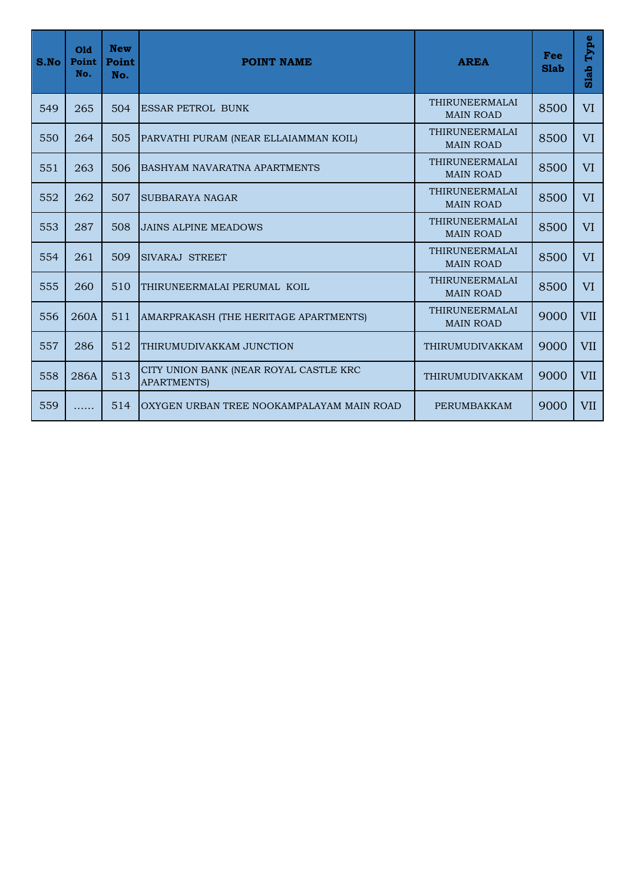| S.No | Old Point No. | New Point No. | POINT NAME | AREA | Fee Slab | Slab Type |
|---|---|---|---|---|---|---|
| 549 | 265 | 504 | ESSAR PETROL BUNK | THIRUNEERMALAI MAIN ROAD | 8500 | VI |
| 550 | 264 | 505 | PARVATHI PURAM (NEAR ELLAIAMMAN KOIL) | THIRUNEERMALAI MAIN ROAD | 8500 | VI |
| 551 | 263 | 506 | BASHYAM NAVARATNA APARTMENTS | THIRUNEERMALAI MAIN ROAD | 8500 | VI |
| 552 | 262 | 507 | SUBBARAYA NAGAR | THIRUNEERMALAI MAIN ROAD | 8500 | VI |
| 553 | 287 | 508 | JAINS ALPINE MEADOWS | THIRUNEERMALAI MAIN ROAD | 8500 | VI |
| 554 | 261 | 509 | SIVARAJ STREET | THIRUNEERMALAI MAIN ROAD | 8500 | VI |
| 555 | 260 | 510 | THIRUNEERMALAI PERUMAL KOIL | THIRUNEERMALAI MAIN ROAD | 8500 | VI |
| 556 | 260A | 511 | AMARPRAKASH (THE HERITAGE APARTMENTS) | THIRUNEERMALAI MAIN ROAD | 9000 | VII |
| 557 | 286 | 512 | THIRUMUDIVAKKAM JUNCTION | THIRUMUDIVAKKAM | 9000 | VII |
| 558 | 286A | 513 | CITY UNION BANK (NEAR ROYAL CASTLE KRC APARTMENTS) | THIRUMUDIVAKKAM | 9000 | VII |
| 559 | …… | 514 | OXYGEN URBAN TREE NOOKAMPALAYAM MAIN ROAD | PERUMBAKKAM | 9000 | VII |